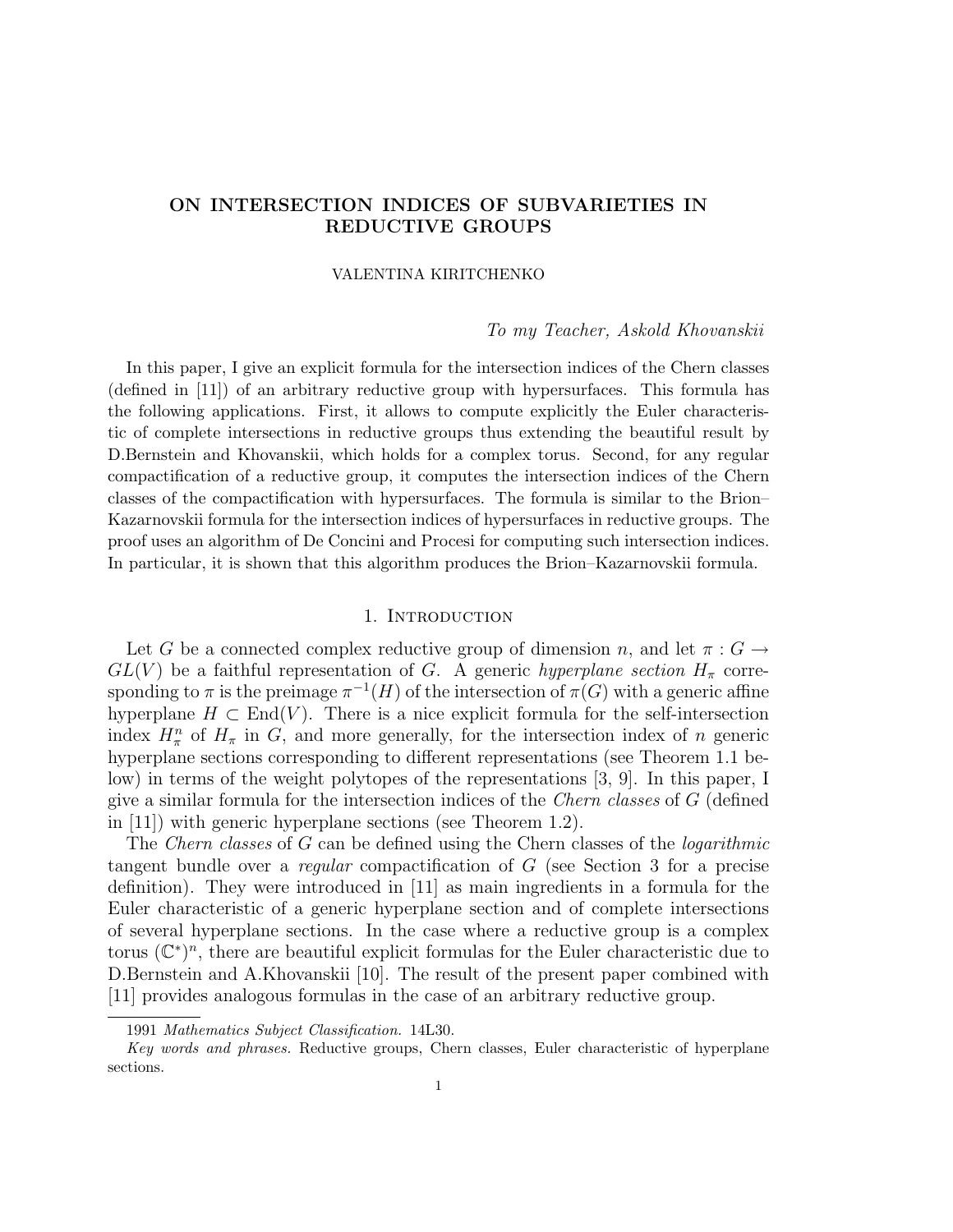# ON INTERSECTION INDICES OF SUBVARIETIES IN REDUCTIVE GROUPS

VALENTINA KIRITCHENKO

*To my Teacher, Askold Khovanskii*

In this paper, I give an explicit formula for the intersection indices of the Chern classes (defined in [11]) of an arbitrary reductive group with hypersurfaces. This formula has the following applications. First, it allows to compute explicitly the Euler characteristic of complete intersections in reductive groups thus extending the beautiful result by D.Bernstein and Khovanskii, which holds for a complex torus. Second, for any regular compactification of a reductive group, it computes the intersection indices of the Chern classes of the compactification with hypersurfaces. The formula is similar to the Brion–Kazarnovskii formula for the intersection indices of hypersurfaces in reductive groups. The proof uses an algorithm of De Concini and Procesi for computing such intersection indices. In particular, it is shown that this algorithm produces the Brion–Kazarnovskii formula.

## 1. Introduction

Let $G$ be a connected complex reductive group of dimension $n$, and let $\pi : G \to GL(V)$ be a faithful representation of $G$. A generic *hyperplane section* $H_\pi$ corresponding to $\pi$ is the preimage $\pi^{-1}(H)$ of the intersection of $\pi(G)$ with a generic affine hyperplane $H \subset \mathrm{End}(V)$. There is a nice explicit formula for the self-intersection index $H_\pi^n$ of $H_\pi$ in $G$, and more generally, for the intersection index of $n$ generic hyperplane sections corresponding to different representations (see Theorem 1.1 below) in terms of the weight polytopes of the representations [3, 9]. In this paper, I give a similar formula for the intersection indices of the *Chern classes* of $G$ (defined in [11]) with generic hyperplane sections (see Theorem 1.2).

The *Chern classes* of $G$ can be defined using the Chern classes of the *logarithmic* tangent bundle over a *regular* compactification of $G$ (see Section 3 for a precise definition). They were introduced in [11] as main ingredients in a formula for the Euler characteristic of a generic hyperplane section and of complete intersections of several hyperplane sections. In the case where a reductive group is a complex torus $(\mathbb{C}^*)^n$, there are beautiful explicit formulas for the Euler characteristic due to D.Bernstein and A.Khovanskii [10]. The result of the present paper combined with [11] provides analogous formulas in the case of an arbitrary reductive group.

1991 *Mathematics Subject Classification.* 14L30.

*Key words and phrases.* Reductive groups, Chern classes, Euler characteristic of hyperplane sections.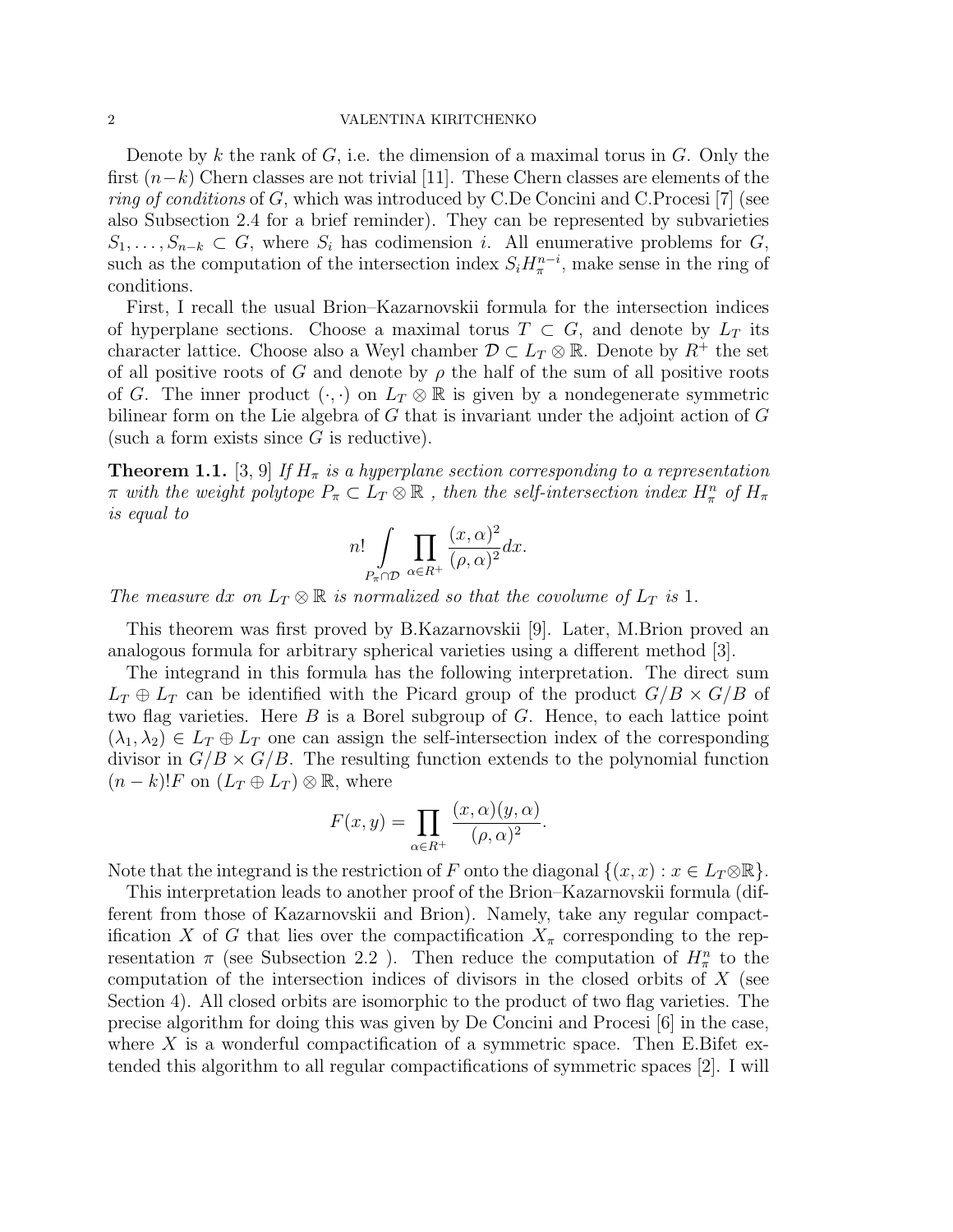Denote by $k$ the rank of $G$, i.e. the dimension of a maximal torus in $G$. Only the first $(n-k)$ Chern classes are not trivial [11]. These Chern classes are elements of the *ring of conditions* of $G$, which was introduced by C.De Concini and C.Procesi [7] (see also Subsection 2.4 for a brief reminder). They can be represented by subvarieties $S_1, \ldots, S_{n-k} \subset G$, where $S_i$ has codimension $i$. All enumerative problems for $G$, such as the computation of the intersection index $S_i H_\pi^{n-i}$, make sense in the ring of conditions.

First, I recall the usual Brion–Kazarnovskii formula for the intersection indices of hyperplane sections. Choose a maximal torus $T \subset G$, and denote by $L_T$ its character lattice. Choose also a Weyl chamber $\mathcal{D} \subset L_T \otimes \mathbb{R}$. Denote by $R^+$ the set of all positive roots of $G$ and denote by $\rho$ the half of the sum of all positive roots of $G$. The inner product $(\cdot, \cdot)$ on $L_T \otimes \mathbb{R}$ is given by a nondegenerate symmetric bilinear form on the Lie algebra of $G$ that is invariant under the adjoint action of $G$ (such a form exists since $G$ is reductive).

**Theorem 1.1.** [3, 9] *If $H_\pi$ is a hyperplane section corresponding to a representation $\pi$ with the weight polytope $P_\pi \subset L_T \otimes \mathbb{R}$ , then the self-intersection index $H_\pi^n$ of $H_\pi$ is equal to*

$$n! \int\limits_{P_\pi \cap \mathcal{D}} \prod_{\alpha \in R^+} \frac{(x, \alpha)^2}{(\rho, \alpha)^2} dx.$$

*The measure $dx$ on $L_T \otimes \mathbb{R}$ is normalized so that the covolume of $L_T$ is 1.*

This theorem was first proved by B.Kazarnovskii [9]. Later, M.Brion proved an analogous formula for arbitrary spherical varieties using a different method [3].

The integrand in this formula has the following interpretation. The direct sum $L_T \oplus L_T$ can be identified with the Picard group of the product $G/B \times G/B$ of two flag varieties. Here $B$ is a Borel subgroup of $G$. Hence, to each lattice point $(\lambda_1, \lambda_2) \in L_T \oplus L_T$ one can assign the self-intersection index of the corresponding divisor in $G/B \times G/B$. The resulting function extends to the polynomial function $(n-k)!F$ on $(L_T \oplus L_T) \otimes \mathbb{R}$, where

$$F(x, y) = \prod_{\alpha \in R^+} \frac{(x, \alpha)(y, \alpha)}{(\rho, \alpha)^2}.$$

Note that the integrand is the restriction of $F$ onto the diagonal $\{(x, x) : x \in L_T \otimes \mathbb{R}\}$.

This interpretation leads to another proof of the Brion–Kazarnovskii formula (different from those of Kazarnovskii and Brion). Namely, take any regular compactification $X$ of $G$ that lies over the compactification $X_\pi$ corresponding to the representation $\pi$ (see Subsection 2.2 ). Then reduce the computation of $H_\pi^n$ to the computation of the intersection indices of divisors in the closed orbits of $X$ (see Section 4). All closed orbits are isomorphic to the product of two flag varieties. The precise algorithm for doing this was given by De Concini and Procesi [6] in the case, where $X$ is a wonderful compactification of a symmetric space. Then E.Bifet extended this algorithm to all regular compactifications of symmetric spaces [2]. I will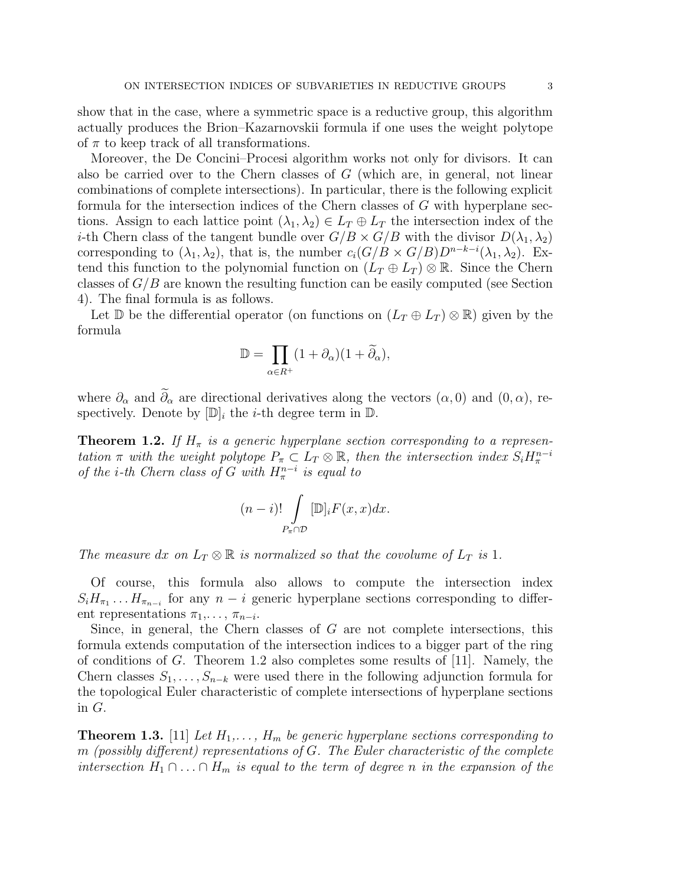show that in the case, where a symmetric space is a reductive group, this algorithm actually produces the Brion–Kazarnovskii formula if one uses the weight polytope of $\pi$ to keep track of all transformations.

Moreover, the De Concini–Procesi algorithm works not only for divisors. It can also be carried over to the Chern classes of $G$ (which are, in general, not linear combinations of complete intersections). In particular, there is the following explicit formula for the intersection indices of the Chern classes of $G$ with hyperplane sections. Assign to each lattice point $(\lambda_1, \lambda_2) \in L_T \oplus L_T$ the intersection index of the $i$-th Chern class of the tangent bundle over $G/B \times G/B$ with the divisor $D(\lambda_1, \lambda_2)$ corresponding to $(\lambda_1, \lambda_2)$, that is, the number $c_i(G/B \times G/B)D^{n-k-i}(\lambda_1, \lambda_2)$. Extend this function to the polynomial function on $(L_T \oplus L_T) \otimes \mathbb{R}$. Since the Chern classes of $G/B$ are known the resulting function can be easily computed (see Section 4). The final formula is as follows.

Let $\mathbb{D}$ be the differential operator (on functions on $(L_T \oplus L_T) \otimes \mathbb{R}$) given by the formula

$$\mathbb{D} = \prod_{\alpha \in R^+} (1 + \partial_\alpha)(1 + \widetilde{\partial}_\alpha),$$

where $\partial_\alpha$ and $\widetilde{\partial}_\alpha$ are directional derivatives along the vectors $(\alpha, 0)$ and $(0, \alpha)$, respectively. Denote by $[\mathbb{D}]_i$ the $i$-th degree term in $\mathbb{D}$.

**Theorem 1.2.** *If $H_\pi$ is a generic hyperplane section corresponding to a representation $\pi$ with the weight polytope $P_\pi \subset L_T \otimes \mathbb{R}$, then the intersection index $S_i H_\pi^{n-i}$ of the $i$-th Chern class of $G$ with $H_\pi^{n-i}$ is equal to*

$$(n-i)! \int\limits_{P_\pi \cap \mathcal{D}} [\mathbb{D}]_i F(x,x) dx.$$

*The measure $dx$ on $L_T \otimes \mathbb{R}$ is normalized so that the covolume of $L_T$ is 1.*

Of course, this formula also allows to compute the intersection index $S_i H_{\pi_1} \dots H_{\pi_{n-i}}$ for any $n - i$ generic hyperplane sections corresponding to different representations $\pi_1, \dots, \pi_{n-i}$.

Since, in general, the Chern classes of $G$ are not complete intersections, this formula extends computation of the intersection indices to a bigger part of the ring of conditions of $G$. Theorem 1.2 also completes some results of [11]. Namely, the Chern classes $S_1, \dots, S_{n-k}$ were used there in the following adjunction formula for the topological Euler characteristic of complete intersections of hyperplane sections in $G$.

**Theorem 1.3.** [11] *Let $H_1, \dots, H_m$ be generic hyperplane sections corresponding to $m$ (possibly different) representations of $G$. The Euler characteristic of the complete intersection $H_1 \cap \dots \cap H_m$ is equal to the term of degree $n$ in the expansion of the*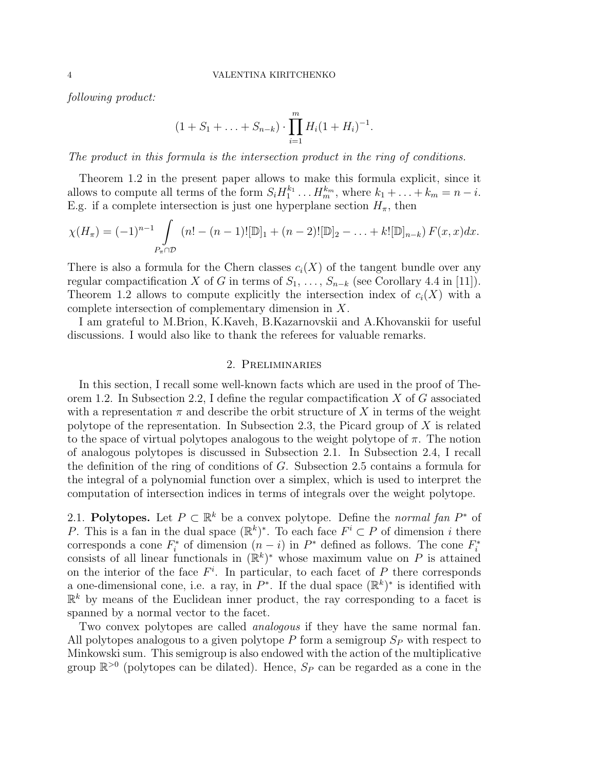*following product:*

$$(1 + S_1 + \ldots + S_{n-k}) \cdot \prod_{i=1}^{m} H_i(1 + H_i)^{-1}.$$

*The product in this formula is the intersection product in the ring of conditions.*

Theorem 1.2 in the present paper allows to make this formula explicit, since it allows to compute all terms of the form $S_i H_1^{k_1} \ldots H_m^{k_m}$, where $k_1 + \ldots + k_m = n - i$. E.g. if a complete intersection is just one hyperplane section $H_\pi$, then

$$\chi(H_\pi) = (-1)^{n-1} \int\limits_{P_\pi \cap \mathcal{D}} (n! - (n-1)![\mathbb{D}]_1 + (n-2)![\mathbb{D}]_2 - \ldots + k![\mathbb{D}]_{n-k})\, F(x,x) dx.$$

There is also a formula for the Chern classes $c_i(X)$ of the tangent bundle over any regular compactification $X$ of $G$ in terms of $S_1, \ldots, S_{n-k}$ (see Corollary 4.4 in [11]). Theorem 1.2 allows to compute explicitly the intersection index of $c_i(X)$ with a complete intersection of complementary dimension in $X$.

I am grateful to M.Brion, K.Kaveh, B.Kazarnovskii and A.Khovanskii for useful discussions. I would also like to thank the referees for valuable remarks.

## 2. Preliminaries

In this section, I recall some well-known facts which are used in the proof of Theorem 1.2. In Subsection 2.2, I define the regular compactification $X$ of $G$ associated with a representation $\pi$ and describe the orbit structure of $X$ in terms of the weight polytope of the representation. In Subsection 2.3, the Picard group of $X$ is related to the space of virtual polytopes analogous to the weight polytope of $\pi$. The notion of analogous polytopes is discussed in Subsection 2.1. In Subsection 2.4, I recall the definition of the ring of conditions of $G$. Subsection 2.5 contains a formula for the integral of a polynomial function over a simplex, which is used to interpret the computation of intersection indices in terms of integrals over the weight polytope.

2.1. **Polytopes.** Let $P \subset \mathbb{R}^k$ be a convex polytope. Define the *normal fan* $P^*$ of $P$. This is a fan in the dual space $(\mathbb{R}^k)^*$. To each face $F^i \subset P$ of dimension $i$ there corresponds a cone $F_i^*$ of dimension $(n-i)$ in $P^*$ defined as follows. The cone $F_i^*$ consists of all linear functionals in $(\mathbb{R}^k)^*$ whose maximum value on $P$ is attained on the interior of the face $F^i$. In particular, to each facet of $P$ there corresponds a one-dimensional cone, i.e. a ray, in $P^*$. If the dual space $(\mathbb{R}^k)^*$ is identified with $\mathbb{R}^k$ by means of the Euclidean inner product, the ray corresponding to a facet is spanned by a normal vector to the facet.

Two convex polytopes are called *analogous* if they have the same normal fan. All polytopes analogous to a given polytope $P$ form a semigroup $S_P$ with respect to Minkowski sum. This semigroup is also endowed with the action of the multiplicative group $\mathbb{R}^{>0}$ (polytopes can be dilated). Hence, $S_P$ can be regarded as a cone in the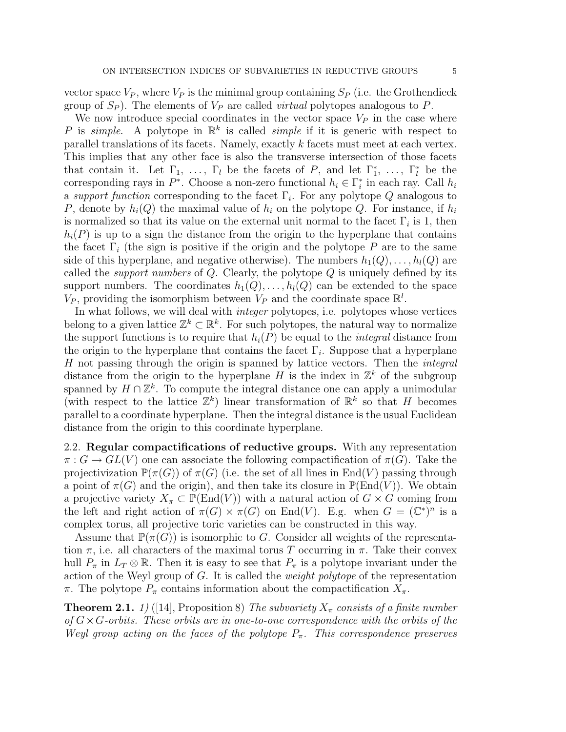vector space $V_P$, where $V_P$ is the minimal group containing $S_P$ (i.e. the Grothendieck group of $S_P$). The elements of $V_P$ are called *virtual* polytopes analogous to $P$.

We now introduce special coordinates in the vector space $V_P$ in the case where $P$ is *simple*. A polytope in $\mathbb{R}^k$ is called *simple* if it is generic with respect to parallel translations of its facets. Namely, exactly $k$ facets must meet at each vertex. This implies that any other face is also the transverse intersection of those facets that contain it. Let $\Gamma_1, \ldots, \Gamma_l$ be the facets of $P$, and let $\Gamma_1^*, \ldots, \Gamma_l^*$ be the corresponding rays in $P^*$. Choose a non-zero functional $h_i \in \Gamma_i^*$ in each ray. Call $h_i$ a *support function* corresponding to the facet $\Gamma_i$. For any polytope $Q$ analogous to $P$, denote by $h_i(Q)$ the maximal value of $h_i$ on the polytope $Q$. For instance, if $h_i$ is normalized so that its value on the external unit normal to the facet $\Gamma_i$ is 1, then $h_i(P)$ is up to a sign the distance from the origin to the hyperplane that contains the facet $\Gamma_i$ (the sign is positive if the origin and the polytope $P$ are to the same side of this hyperplane, and negative otherwise). The numbers $h_1(Q), \ldots, h_l(Q)$ are called the *support numbers* of $Q$. Clearly, the polytope $Q$ is uniquely defined by its support numbers. The coordinates $h_1(Q), \ldots, h_l(Q)$ can be extended to the space $V_P$, providing the isomorphism between $V_P$ and the coordinate space $\mathbb{R}^l$.

In what follows, we will deal with *integer* polytopes, i.e. polytopes whose vertices belong to a given lattice $\mathbb{Z}^k \subset \mathbb{R}^k$. For such polytopes, the natural way to normalize the support functions is to require that $h_i(P)$ be equal to the *integral* distance from the origin to the hyperplane that contains the facet $\Gamma_i$. Suppose that a hyperplane $H$ not passing through the origin is spanned by lattice vectors. Then the *integral* distance from the origin to the hyperplane $H$ is the index in $\mathbb{Z}^k$ of the subgroup spanned by $H \cap \mathbb{Z}^k$. To compute the integral distance one can apply a unimodular (with respect to the lattice $\mathbb{Z}^k$) linear transformation of $\mathbb{R}^k$ so that $H$ becomes parallel to a coordinate hyperplane. Then the integral distance is the usual Euclidean distance from the origin to this coordinate hyperplane.

## 2.2. Regular compactifications of reductive groups.

With any representation $\pi : G \to GL(V)$ one can associate the following compactification of $\pi(G)$. Take the projectivization $\mathbb{P}(\pi(G))$ of $\pi(G)$ (i.e. the set of all lines in $\mathrm{End}(V)$ passing through a point of $\pi(G)$ and the origin), and then take its closure in $\mathbb{P}(\mathrm{End}(V))$. We obtain a projective variety $X_\pi \subset \mathbb{P}(\mathrm{End}(V))$ with a natural action of $G \times G$ coming from the left and right action of $\pi(G) \times \pi(G)$ on $\mathrm{End}(V)$. E.g. when $G = (\mathbb{C}^*)^n$ is a complex torus, all projective toric varieties can be constructed in this way.

Assume that $\mathbb{P}(\pi(G))$ is isomorphic to $G$. Consider all weights of the representation $\pi$, i.e. all characters of the maximal torus $T$ occurring in $\pi$. Take their convex hull $P_\pi$ in $L_T \otimes \mathbb{R}$. Then it is easy to see that $P_\pi$ is a polytope invariant under the action of the Weyl group of $G$. It is called the *weight polytope* of the representation $\pi$. The polytope $P_\pi$ contains information about the compactification $X_\pi$.

**Theorem 2.1.** *1)* ([14], Proposition 8) *The subvariety $X_\pi$ consists of a finite number of $G \times G$-orbits. These orbits are in one-to-one correspondence with the orbits of the Weyl group acting on the faces of the polytope $P_\pi$. This correspondence preserves*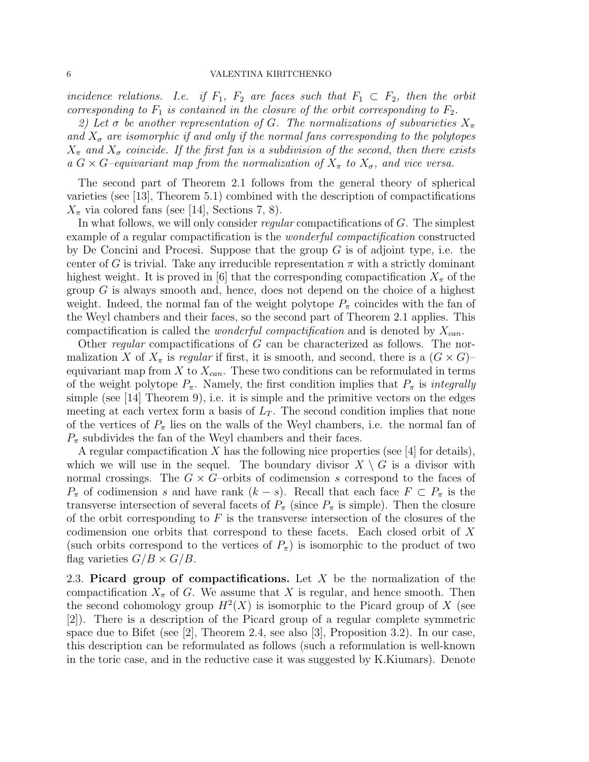*incidence relations. I.e. if $F_1$, $F_2$ are faces such that $F_1 \subset F_2$, then the orbit corresponding to $F_1$ is contained in the closure of the orbit corresponding to $F_2$.*

*2) Let $\sigma$ be another representation of $G$. The normalizations of subvarieties $X_\pi$ and $X_\sigma$ are isomorphic if and only if the normal fans corresponding to the polytopes $X_\pi$ and $X_\sigma$ coincide. If the first fan is a subdivision of the second, then there exists a $G\times G$–equivariant map from the normalization of $X_\pi$ to $X_\sigma$, and vice versa.*

The second part of Theorem 2.1 follows from the general theory of spherical varieties (see [13], Theorem 5.1) combined with the description of compactifications $X_\pi$ via colored fans (see [14], Sections 7, 8).

In what follows, we will only consider *regular* compactifications of $G$. The simplest example of a regular compactification is the *wonderful compactification* constructed by De Concini and Procesi. Suppose that the group $G$ is of adjoint type, i.e. the center of $G$ is trivial. Take any irreducible representation $\pi$ with a strictly dominant highest weight. It is proved in [6] that the corresponding compactification $X_\pi$ of the group $G$ is always smooth and, hence, does not depend on the choice of a highest weight. Indeed, the normal fan of the weight polytope $P_\pi$ coincides with the fan of the Weyl chambers and their faces, so the second part of Theorem 2.1 applies. This compactification is called the *wonderful compactification* and is denoted by $X_{can}$.

Other *regular* compactifications of $G$ can be characterized as follows. The normalization $X$ of $X_\pi$ is *regular* if first, it is smooth, and second, there is a $(G\times G)$–equivariant map from $X$ to $X_{can}$. These two conditions can be reformulated in terms of the weight polytope $P_\pi$. Namely, the first condition implies that $P_\pi$ is *integrally* simple (see [14] Theorem 9), i.e. it is simple and the primitive vectors on the edges meeting at each vertex form a basis of $L_T$. The second condition implies that none of the vertices of $P_\pi$ lies on the walls of the Weyl chambers, i.e. the normal fan of $P_\pi$ subdivides the fan of the Weyl chambers and their faces.

A regular compactification $X$ has the following nice properties (see [4] for details), which we will use in the sequel. The boundary divisor $X \setminus G$ is a divisor with normal crossings. The $G\times G$–orbits of codimension $s$ correspond to the faces of $P_\pi$ of codimension $s$ and have rank $(k-s)$. Recall that each face $F \subset P_\pi$ is the transverse intersection of several facets of $P_\pi$ (since $P_\pi$ is simple). Then the closure of the orbit corresponding to $F$ is the transverse intersection of the closures of the codimension one orbits that correspond to these facets. Each closed orbit of $X$ (such orbits correspond to the vertices of $P_\pi$) is isomorphic to the product of two flag varieties $G/B \times G/B$.

2.3. **Picard group of compactifications.** Let $X$ be the normalization of the compactification $X_\pi$ of $G$. We assume that $X$ is regular, and hence smooth. Then the second cohomology group $H^2(X)$ is isomorphic to the Picard group of $X$ (see [2]). There is a description of the Picard group of a regular complete symmetric space due to Bifet (see [2], Theorem 2.4, see also [3], Proposition 3.2). In our case, this description can be reformulated as follows (such a reformulation is well-known in the toric case, and in the reductive case it was suggested by K.Kiumars). Denote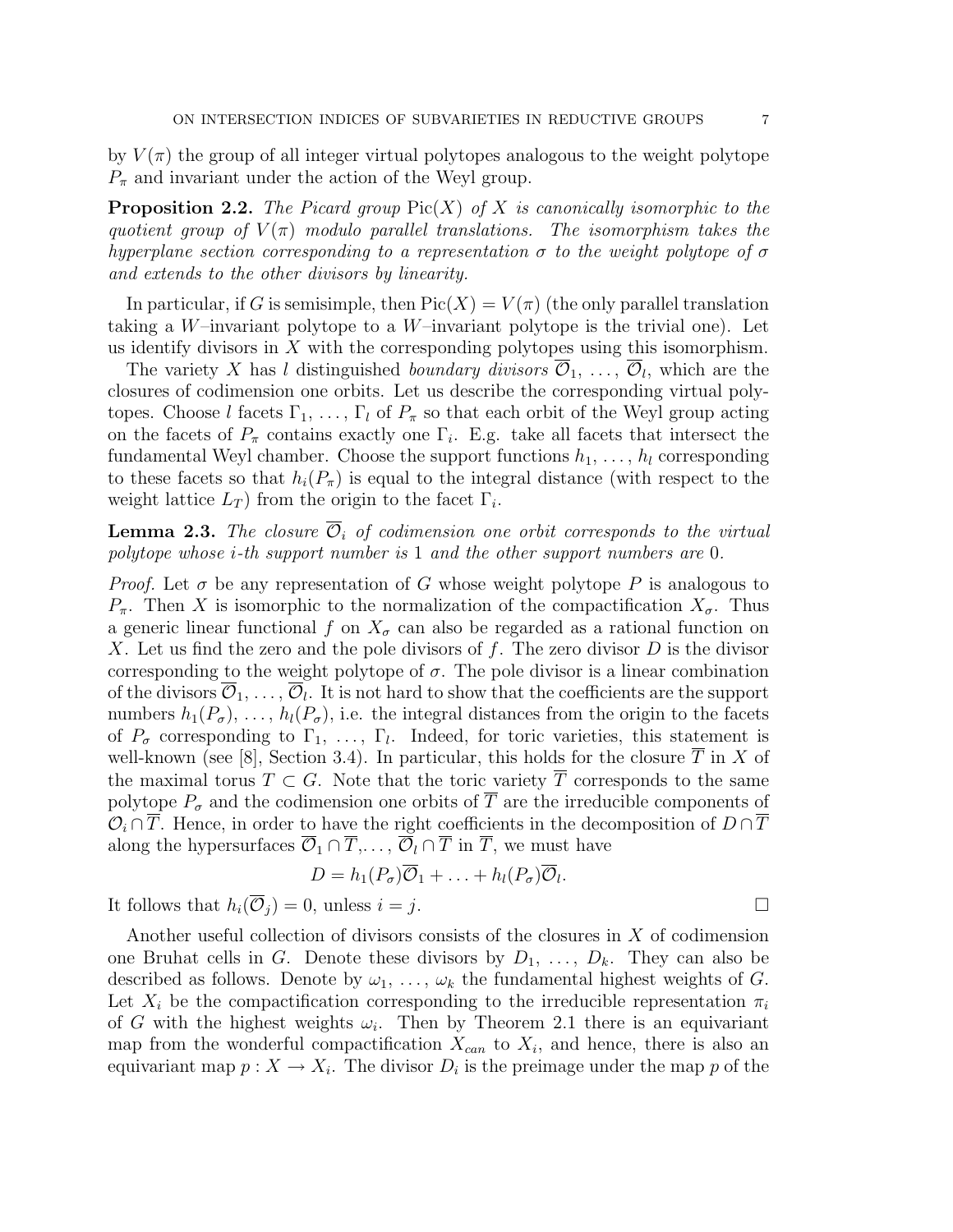by $V(\pi)$ the group of all integer virtual polytopes analogous to the weight polytope $P_\pi$ and invariant under the action of the Weyl group.

**Proposition 2.2.** *The Picard group* $\mathrm{Pic}(X)$ *of* $X$ *is canonically isomorphic to the quotient group of* $V(\pi)$ *modulo parallel translations. The isomorphism takes the hyperplane section corresponding to a representation* $\sigma$ *to the weight polytope of* $\sigma$ *and extends to the other divisors by linearity.*

In particular, if $G$ is semisimple, then $\mathrm{Pic}(X) = V(\pi)$ (the only parallel translation taking a $W$–invariant polytope to a $W$–invariant polytope is the trivial one). Let us identify divisors in $X$ with the corresponding polytopes using this isomorphism.

The variety $X$ has $l$ distinguished *boundary divisors* $\overline{\mathcal{O}}_1, \ldots, \overline{\mathcal{O}}_l$, which are the closures of codimension one orbits. Let us describe the corresponding virtual polytopes. Choose $l$ facets $\Gamma_1, \ldots, \Gamma_l$ of $P_\pi$ so that each orbit of the Weyl group acting on the facets of $P_\pi$ contains exactly one $\Gamma_i$. E.g. take all facets that intersect the fundamental Weyl chamber. Choose the support functions $h_1, \ldots, h_l$ corresponding to these facets so that $h_i(P_\pi)$ is equal to the integral distance (with respect to the weight lattice $L_T$) from the origin to the facet $\Gamma_i$.

**Lemma 2.3.** *The closure* $\overline{\mathcal{O}}_i$ *of codimension one orbit corresponds to the virtual polytope whose* $i$*-th support number is* $1$ *and the other support numbers are* $0$.

*Proof.* Let $\sigma$ be any representation of $G$ whose weight polytope $P$ is analogous to $P_\pi$. Then $X$ is isomorphic to the normalization of the compactification $X_\sigma$. Thus a generic linear functional $f$ on $X_\sigma$ can also be regarded as a rational function on $X$. Let us find the zero and the pole divisors of $f$. The zero divisor $D$ is the divisor corresponding to the weight polytope of $\sigma$. The pole divisor is a linear combination of the divisors $\overline{\mathcal{O}}_1, \ldots, \overline{\mathcal{O}}_l$. It is not hard to show that the coefficients are the support numbers $h_1(P_\sigma), \ldots, h_l(P_\sigma)$, i.e. the integral distances from the origin to the facets of $P_\sigma$ corresponding to $\Gamma_1, \ldots, \Gamma_l$. Indeed, for toric varieties, this statement is well-known (see [8], Section 3.4). In particular, this holds for the closure $\overline{T}$ in $X$ of the maximal torus $T \subset G$. Note that the toric variety $\overline{T}$ corresponds to the same polytope $P_\sigma$ and the codimension one orbits of $\overline{T}$ are the irreducible components of $\mathcal{O}_i \cap \overline{T}$. Hence, in order to have the right coefficients in the decomposition of $D \cap \overline{T}$ along the hypersurfaces $\overline{\mathcal{O}}_1 \cap \overline{T}, \ldots, \overline{\mathcal{O}}_l \cap \overline{T}$ in $\overline{T}$, we must have

$$D = h_1(P_\sigma)\overline{\mathcal{O}}_1 + \ldots + h_l(P_\sigma)\overline{\mathcal{O}}_l.$$

It follows that $h_i(\overline{\mathcal{O}}_j) = 0$, unless $i = j$. $\square$

Another useful collection of divisors consists of the closures in $X$ of codimension one Bruhat cells in $G$. Denote these divisors by $D_1, \ldots, D_k$. They can also be described as follows. Denote by $\omega_1, \ldots, \omega_k$ the fundamental highest weights of $G$. Let $X_i$ be the compactification corresponding to the irreducible representation $\pi_i$ of $G$ with the highest weights $\omega_i$. Then by Theorem 2.1 there is an equivariant map from the wonderful compactification $X_{can}$ to $X_i$, and hence, there is also an equivariant map $p : X \to X_i$. The divisor $D_i$ is the preimage under the map $p$ of the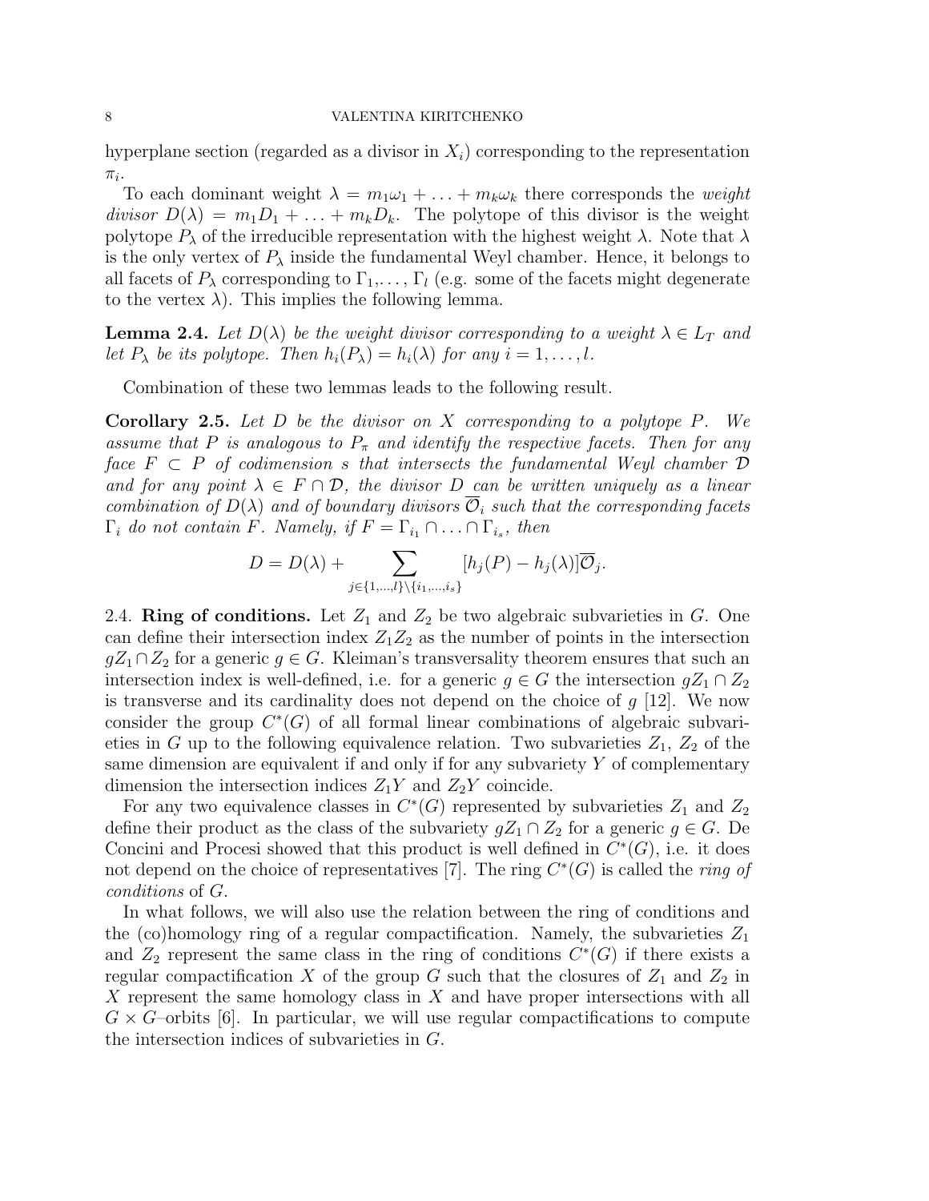hyperplane section (regarded as a divisor in $X_i$) corresponding to the representation $\pi_i$.

To each dominant weight $\lambda = m_1\omega_1 + \ldots + m_k\omega_k$ there corresponds the *weight divisor* $D(\lambda) = m_1 D_1 + \ldots + m_k D_k$. The polytope of this divisor is the weight polytope $P_\lambda$ of the irreducible representation with the highest weight $\lambda$. Note that $\lambda$ is the only vertex of $P_\lambda$ inside the fundamental Weyl chamber. Hence, it belongs to all facets of $P_\lambda$ corresponding to $\Gamma_1, \ldots, \Gamma_l$ (e.g. some of the facets might degenerate to the vertex $\lambda$). This implies the following lemma.

**Lemma 2.4.** *Let $D(\lambda)$ be the weight divisor corresponding to a weight $\lambda \in L_T$ and let $P_\lambda$ be its polytope. Then $h_i(P_\lambda) = h_i(\lambda)$ for any $i = 1, \ldots, l$.*

Combination of these two lemmas leads to the following result.

**Corollary 2.5.** *Let $D$ be the divisor on $X$ corresponding to a polytope $P$. We assume that $P$ is analogous to $P_\pi$ and identify the respective facets. Then for any face $F \subset P$ of codimension $s$ that intersects the fundamental Weyl chamber $\mathcal{D}$ and for any point $\lambda \in F \cap \mathcal{D}$, the divisor $D$ can be written uniquely as a linear combination of $D(\lambda)$ and of boundary divisors $\overline{\mathcal{O}}_i$ such that the corresponding facets $\Gamma_i$ do not contain $F$. Namely, if $F = \Gamma_{i_1} \cap \ldots \cap \Gamma_{i_s}$, then*

$$D = D(\lambda) + \sum_{j \in \{1,\ldots,l\} \setminus \{i_1,\ldots,i_s\}} [h_j(P) - h_j(\lambda)] \overline{\mathcal{O}}_j.$$

2.4. **Ring of conditions.** Let $Z_1$ and $Z_2$ be two algebraic subvarieties in $G$. One can define their intersection index $Z_1 Z_2$ as the number of points in the intersection $gZ_1 \cap Z_2$ for a generic $g \in G$. Kleiman's transversality theorem ensures that such an intersection index is well-defined, i.e. for a generic $g \in G$ the intersection $gZ_1 \cap Z_2$ is transverse and its cardinality does not depend on the choice of $g$ [12]. We now consider the group $C^*(G)$ of all formal linear combinations of algebraic subvarieties in $G$ up to the following equivalence relation. Two subvarieties $Z_1$, $Z_2$ of the same dimension are equivalent if and only if for any subvariety $Y$ of complementary dimension the intersection indices $Z_1 Y$ and $Z_2 Y$ coincide.

For any two equivalence classes in $C^*(G)$ represented by subvarieties $Z_1$ and $Z_2$ define their product as the class of the subvariety $gZ_1 \cap Z_2$ for a generic $g \in G$. De Concini and Procesi showed that this product is well defined in $C^*(G)$, i.e. it does not depend on the choice of representatives [7]. The ring $C^*(G)$ is called the *ring of conditions* of $G$.

In what follows, we will also use the relation between the ring of conditions and the (co)homology ring of a regular compactification. Namely, the subvarieties $Z_1$ and $Z_2$ represent the same class in the ring of conditions $C^*(G)$ if there exists a regular compactification $X$ of the group $G$ such that the closures of $Z_1$ and $Z_2$ in $X$ represent the same homology class in $X$ and have proper intersections with all $G \times G$–orbits [6]. In particular, we will use regular compactifications to compute the intersection indices of subvarieties in $G$.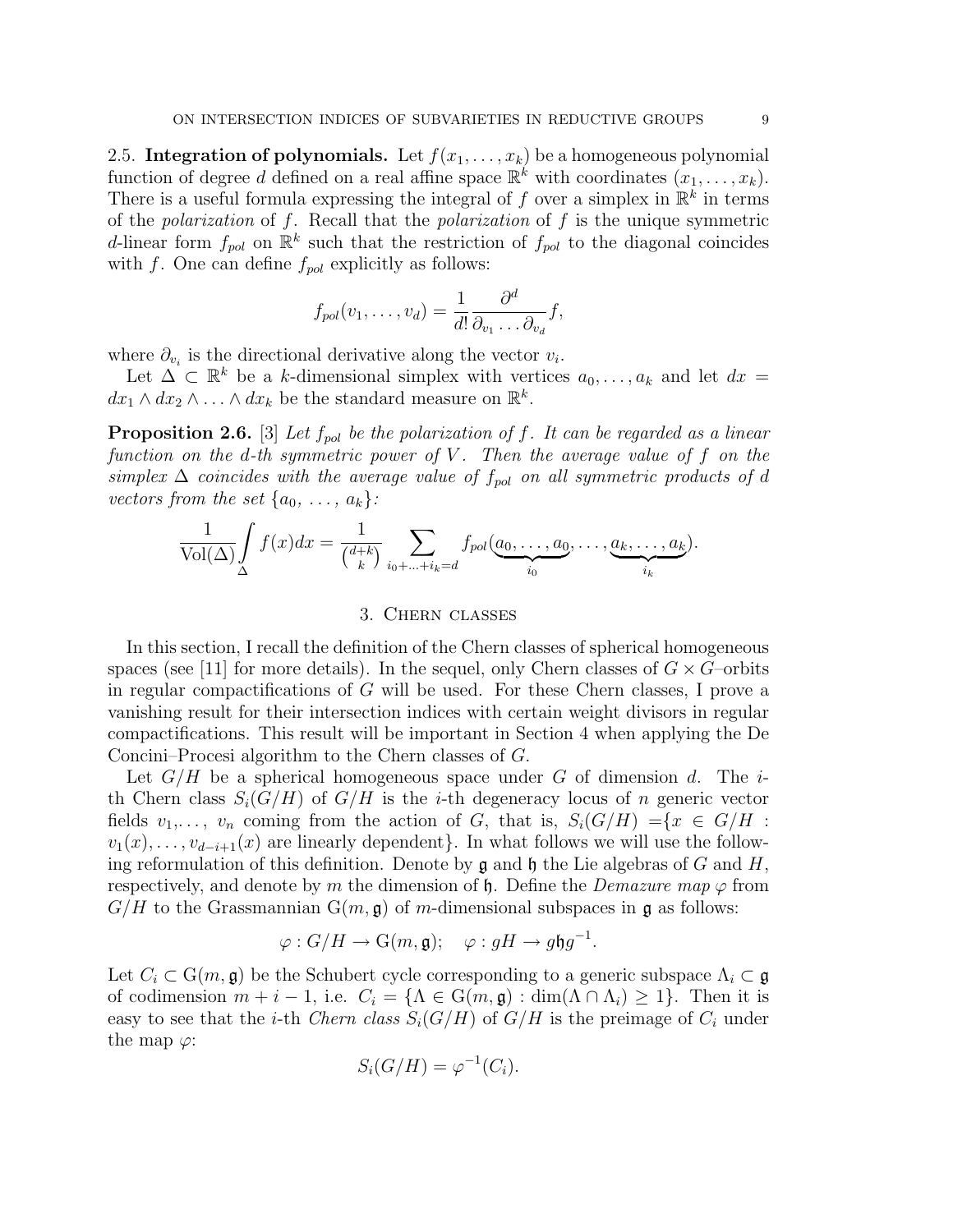2.5. **Integration of polynomials.** Let $f(x_1, \ldots, x_k)$ be a homogeneous polynomial function of degree $d$ defined on a real affine space $\mathbb{R}^k$ with coordinates $(x_1, \ldots, x_k)$. There is a useful formula expressing the integral of $f$ over a simplex in $\mathbb{R}^k$ in terms of the *polarization* of $f$. Recall that the *polarization* of $f$ is the unique symmetric $d$-linear form $f_{pol}$ on $\mathbb{R}^k$ such that the restriction of $f_{pol}$ to the diagonal coincides with $f$. One can define $f_{pol}$ explicitly as follows:

$$f_{pol}(v_1, \ldots, v_d) = \frac{1}{d!} \frac{\partial^d}{\partial_{v_1} \ldots \partial_{v_d}} f,$$

where $\partial_{v_i}$ is the directional derivative along the vector $v_i$.

Let $\Delta \subset \mathbb{R}^k$ be a $k$-dimensional simplex with vertices $a_0, \ldots, a_k$ and let $dx = dx_1 \wedge dx_2 \wedge \ldots \wedge dx_k$ be the standard measure on $\mathbb{R}^k$.

**Proposition 2.6.** [3] *Let $f_{pol}$ be the polarization of $f$. It can be regarded as a linear function on the $d$-th symmetric power of $V$. Then the average value of $f$ on the simplex $\Delta$ coincides with the average value of $f_{pol}$ on all symmetric products of $d$ vectors from the set $\{a_0, \ldots, a_k\}$:*

$$\frac{1}{\mathrm{Vol}(\Delta)} \int_{\Delta} f(x)dx = \frac{1}{\binom{d+k}{k}} \sum_{i_0+\ldots+i_k=d} f_{pol}(\underbrace{a_0, \ldots, a_0}_{i_0}, \ldots, \underbrace{a_k, \ldots, a_k}_{i_k}).$$

## 3. Chern classes

In this section, I recall the definition of the Chern classes of spherical homogeneous spaces (see [11] for more details). In the sequel, only Chern classes of $G \times G$–orbits in regular compactifications of $G$ will be used. For these Chern classes, I prove a vanishing result for their intersection indices with certain weight divisors in regular compactifications. This result will be important in Section 4 when applying the De Concini–Procesi algorithm to the Chern classes of $G$.

Let $G/H$ be a spherical homogeneous space under $G$ of dimension $d$. The $i$-th Chern class $S_i(G/H)$ of $G/H$ is the $i$-th degeneracy locus of $n$ generic vector fields $v_1, \ldots, v_n$ coming from the action of $G$, that is, $S_i(G/H) = \{x \in G/H : v_1(x), \ldots, v_{d-i+1}(x)$ are linearly dependent$\}$. In what follows we will use the following reformulation of this definition. Denote by $\mathfrak{g}$ and $\mathfrak{h}$ the Lie algebras of $G$ and $H$, respectively, and denote by $m$ the dimension of $\mathfrak{h}$. Define the *Demazure map* $\varphi$ from $G/H$ to the Grassmannian $\mathrm{G}(m, \mathfrak{g})$ of $m$-dimensional subspaces in $\mathfrak{g}$ as follows:

$$\varphi : G/H \to \mathrm{G}(m, \mathfrak{g}); \quad \varphi : gH \to g\mathfrak{h}g^{-1}.$$

Let $C_i \subset \mathrm{G}(m, \mathfrak{g})$ be the Schubert cycle corresponding to a generic subspace $\Lambda_i \subset \mathfrak{g}$ of codimension $m + i - 1$, i.e. $C_i = \{\Lambda \in \mathrm{G}(m, \mathfrak{g}) : \dim(\Lambda \cap \Lambda_i) \geq 1\}$. Then it is easy to see that the $i$-th *Chern class* $S_i(G/H)$ of $G/H$ is the preimage of $C_i$ under the map $\varphi$:

$$S_i(G/H) = \varphi^{-1}(C_i).$$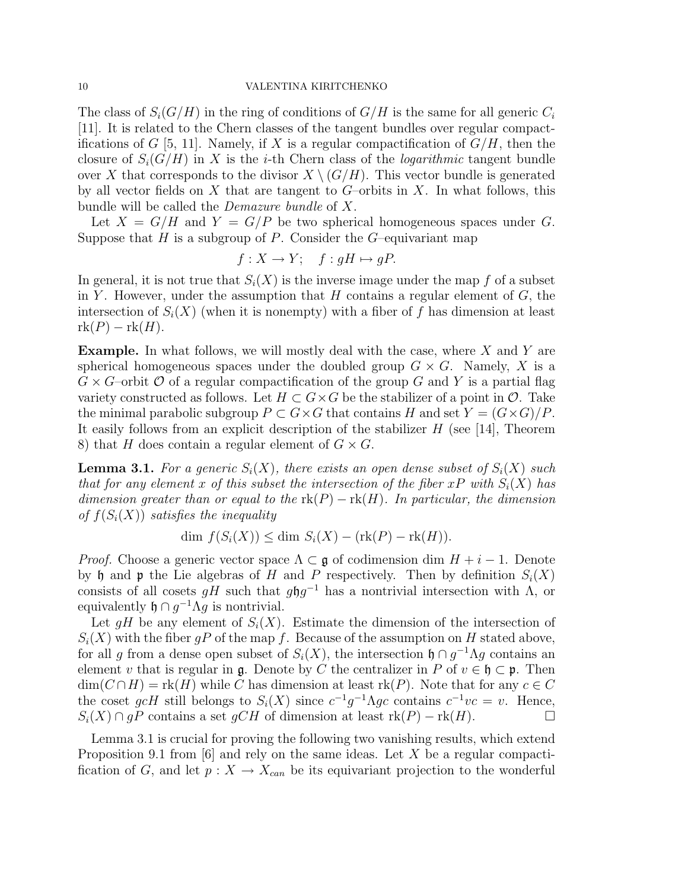The class of $S_i(G/H)$ in the ring of conditions of $G/H$ is the same for all generic $C_i$ [11]. It is related to the Chern classes of the tangent bundles over regular compactifications of $G$ [5, 11]. Namely, if $X$ is a regular compactification of $G/H$, then the closure of $S_i(G/H)$ in $X$ is the $i$-th Chern class of the *logarithmic* tangent bundle over $X$ that corresponds to the divisor $X \setminus (G/H)$. This vector bundle is generated by all vector fields on $X$ that are tangent to $G$–orbits in $X$. In what follows, this bundle will be called the *Demazure bundle* of $X$.

Let $X = G/H$ and $Y = G/P$ be two spherical homogeneous spaces under $G$. Suppose that $H$ is a subgroup of $P$. Consider the $G$–equivariant map

$$f : X \to Y; \quad f : gH \mapsto gP.$$

In general, it is not true that $S_i(X)$ is the inverse image under the map $f$ of a subset in $Y$. However, under the assumption that $H$ contains a regular element of $G$, the intersection of $S_i(X)$ (when it is nonempty) with a fiber of $f$ has dimension at least $\mathrm{rk}(P) - \mathrm{rk}(H)$.

**Example.** In what follows, we will mostly deal with the case, where $X$ and $Y$ are spherical homogeneous spaces under the doubled group $G \times G$. Namely, $X$ is a $G \times G$–orbit $\mathcal{O}$ of a regular compactification of the group $G$ and $Y$ is a partial flag variety constructed as follows. Let $H \subset G \times G$ be the stabilizer of a point in $\mathcal{O}$. Take the minimal parabolic subgroup $P \subset G \times G$ that contains $H$ and set $Y = (G \times G)/P$. It easily follows from an explicit description of the stabilizer $H$ (see [14], Theorem 8) that $H$ does contain a regular element of $G \times G$.

**Lemma 3.1.** *For a generic $S_i(X)$, there exists an open dense subset of $S_i(X)$ such that for any element $x$ of this subset the intersection of the fiber $xP$ with $S_i(X)$ has dimension greater than or equal to the $\mathrm{rk}(P) - \mathrm{rk}(H)$. In particular, the dimension of $f(S_i(X))$ satisfies the inequality*

$$\dim\, f(S_i(X)) \leq \dim\, S_i(X) - (\mathrm{rk}(P) - \mathrm{rk}(H)).$$

*Proof.* Choose a generic vector space $\Lambda \subset \mathfrak{g}$ of codimension $\dim H + i - 1$. Denote by $\mathfrak{h}$ and $\mathfrak{p}$ the Lie algebras of $H$ and $P$ respectively. Then by definition $S_i(X)$ consists of all cosets $gH$ such that $g\mathfrak{h}g^{-1}$ has a nontrivial intersection with $\Lambda$, or equivalently $\mathfrak{h} \cap g^{-1}\Lambda g$ is nontrivial.

Let $gH$ be any element of $S_i(X)$. Estimate the dimension of the intersection of $S_i(X)$ with the fiber $gP$ of the map $f$. Because of the assumption on $H$ stated above, for all $g$ from a dense open subset of $S_i(X)$, the intersection $\mathfrak{h} \cap g^{-1}\Lambda g$ contains an element $v$ that is regular in $\mathfrak{g}$. Denote by $C$ the centralizer in $P$ of $v \in \mathfrak{h} \subset \mathfrak{p}$. Then $\dim(C \cap H) = \mathrm{rk}(H)$ while $C$ has dimension at least $\mathrm{rk}(P)$. Note that for any $c \in C$ the coset $gcH$ still belongs to $S_i(X)$ since $c^{-1}g^{-1}\Lambda gc$ contains $c^{-1}vc = v$. Hence, $S_i(X) \cap gP$ contains a set $gCH$ of dimension at least $\mathrm{rk}(P) - \mathrm{rk}(H)$. □

Lemma 3.1 is crucial for proving the following two vanishing results, which extend Proposition 9.1 from [6] and rely on the same ideas. Let $X$ be a regular compactification of $G$, and let $p : X \to X_{can}$ be its equivariant projection to the wonderful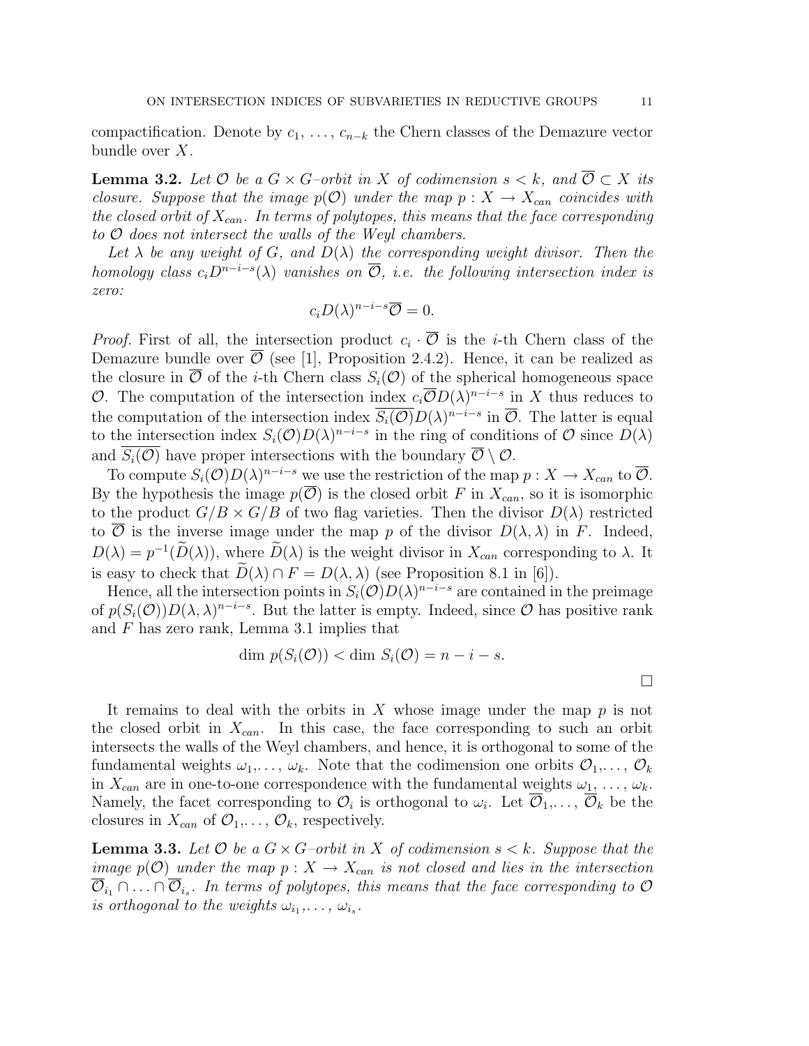compactification. Denote by $c_1, \ldots, c_{n-k}$ the Chern classes of the Demazure vector bundle over $X$.

**Lemma 3.2.** *Let $\mathcal{O}$ be a $G\times G$–orbit in $X$ of codimension $s<k$, and $\overline{\mathcal{O}}\subset X$ its closure. Suppose that the image $p(\mathcal{O})$ under the map $p: X\to X_{can}$ coincides with the closed orbit of $X_{can}$. In terms of polytopes, this means that the face corresponding to $\mathcal{O}$ does not intersect the walls of the Weyl chambers.*

*Let $\lambda$ be any weight of $G$, and $D(\lambda)$ the corresponding weight divisor. Then the homology class $c_iD^{n-i-s}(\lambda)$ vanishes on $\overline{\mathcal{O}}$, i.e. the following intersection index is zero:*

$$c_iD(\lambda)^{n-i-s}\overline{\mathcal{O}}=0.$$

*Proof.* First of all, the intersection product $c_i\cdot\overline{\mathcal{O}}$ is the $i$-th Chern class of the Demazure bundle over $\overline{\mathcal{O}}$ (see [1], Proposition 2.4.2). Hence, it can be realized as the closure in $\overline{\mathcal{O}}$ of the $i$-th Chern class $S_i(\mathcal{O})$ of the spherical homogeneous space $\mathcal{O}$. The computation of the intersection index $c_i\overline{\mathcal{O}}D(\lambda)^{n-i-s}$ in $X$ thus reduces to the computation of the intersection index $\overline{S_i(\mathcal{O})}D(\lambda)^{n-i-s}$ in $\overline{\mathcal{O}}$. The latter is equal to the intersection index $S_i(\mathcal{O})D(\lambda)^{n-i-s}$ in the ring of conditions of $\mathcal{O}$ since $D(\lambda)$ and $\overline{S_i(\mathcal{O})}$ have proper intersections with the boundary $\overline{\mathcal{O}}\setminus\mathcal{O}$.

To compute $S_i(\mathcal{O})D(\lambda)^{n-i-s}$ we use the restriction of the map $p: X\to X_{can}$ to $\overline{\mathcal{O}}$. By the hypothesis the image $p(\overline{\mathcal{O}})$ is the closed orbit $F$ in $X_{can}$, so it is isomorphic to the product $G/B\times G/B$ of two flag varieties. Then the divisor $D(\lambda)$ restricted to $\overline{\mathcal{O}}$ is the inverse image under the map $p$ of the divisor $D(\lambda,\lambda)$ in $F$. Indeed, $D(\lambda)=p^{-1}(\widetilde{D}(\lambda))$, where $\widetilde{D}(\lambda)$ is the weight divisor in $X_{can}$ corresponding to $\lambda$. It is easy to check that $\widetilde{D}(\lambda)\cap F=D(\lambda,\lambda)$ (see Proposition 8.1 in [6]).

Hence, all the intersection points in $S_i(\mathcal{O})D(\lambda)^{n-i-s}$ are contained in the preimage of $p(S_i(\mathcal{O}))D(\lambda,\lambda)^{n-i-s}$. But the latter is empty. Indeed, since $\mathcal{O}$ has positive rank and $F$ has zero rank, Lemma 3.1 implies that

$$\dim\, p(S_i(\mathcal{O}))<\dim\, S_i(\mathcal{O})=n-i-s.$$

□

It remains to deal with the orbits in $X$ whose image under the map $p$ is not the closed orbit in $X_{can}$. In this case, the face corresponding to such an orbit intersects the walls of the Weyl chambers, and hence, it is orthogonal to some of the fundamental weights $\omega_1,\ldots,\omega_k$. Note that the codimension one orbits $\mathcal{O}_1,\ldots,\mathcal{O}_k$ in $X_{can}$ are in one-to-one correspondence with the fundamental weights $\omega_1,\ldots,\omega_k$. Namely, the facet corresponding to $\mathcal{O}_i$ is orthogonal to $\omega_i$. Let $\overline{\mathcal{O}}_1,\ldots,\overline{\mathcal{O}}_k$ be the closures in $X_{can}$ of $\mathcal{O}_1,\ldots,\mathcal{O}_k$, respectively.

**Lemma 3.3.** *Let $\mathcal{O}$ be a $G\times G$–orbit in $X$ of codimension $s<k$. Suppose that the image $p(\mathcal{O})$ under the map $p: X\to X_{can}$ is not closed and lies in the intersection $\overline{\mathcal{O}}_{i_1}\cap\ldots\cap\overline{\mathcal{O}}_{i_s}$. In terms of polytopes, this means that the face corresponding to $\mathcal{O}$ is orthogonal to the weights $\omega_{i_1},\ldots,\omega_{i_s}$.*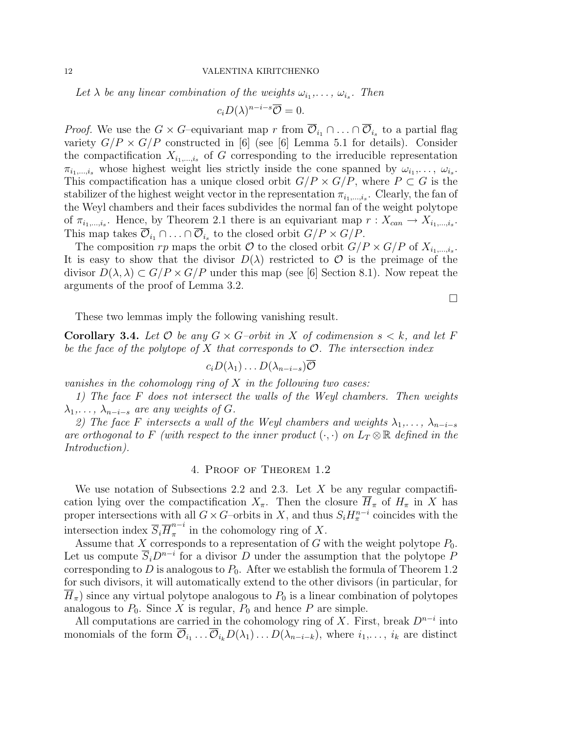*Let $\lambda$ be any linear combination of the weights $\omega_{i_1},\ldots,\omega_{i_s}$. Then*

$$c_i D(\lambda)^{n-i-s}\overline{\mathcal{O}} = 0.$$

*Proof.* We use the $G\times G$–equivariant map $r$ from $\overline{\mathcal{O}}_{i_1}\cap\ldots\cap\overline{\mathcal{O}}_{i_s}$ to a partial flag variety $G/P\times G/P$ constructed in [6] (see [6] Lemma 5.1 for details). Consider the compactification $X_{i_1,\ldots,i_s}$ of $G$ corresponding to the irreducible representation $\pi_{i_1,\ldots,i_s}$ whose highest weight lies strictly inside the cone spanned by $\omega_{i_1},\ldots,\omega_{i_s}$. This compactification has a unique closed orbit $G/P\times G/P$, where $P\subset G$ is the stabilizer of the highest weight vector in the representation $\pi_{i_1,\ldots,i_s}$. Clearly, the fan of the Weyl chambers and their faces subdivides the normal fan of the weight polytope of $\pi_{i_1,\ldots,i_s}$. Hence, by Theorem 2.1 there is an equivariant map $r: X_{can}\to X_{i_1,\ldots,i_s}$. This map takes $\overline{\mathcal{O}}_{i_1}\cap\ldots\cap\overline{\mathcal{O}}_{i_s}$ to the closed orbit $G/P\times G/P$.

The composition $rp$ maps the orbit $\mathcal{O}$ to the closed orbit $G/P\times G/P$ of $X_{i_1,\ldots,i_s}$. It is easy to show that the divisor $D(\lambda)$ restricted to $\mathcal{O}$ is the preimage of the divisor $D(\lambda,\lambda)\subset G/P\times G/P$ under this map (see [6] Section 8.1). Now repeat the arguments of the proof of Lemma 3.2.

□

These two lemmas imply the following vanishing result.

**Corollary 3.4.** *Let $\mathcal{O}$ be any $G\times G$–orbit in $X$ of codimension $s<k$, and let $F$ be the face of the polytope of $X$ that corresponds to $\mathcal{O}$. The intersection index*

$$c_i D(\lambda_1)\ldots D(\lambda_{n-i-s})\overline{\mathcal{O}}$$

*vanishes in the cohomology ring of $X$ in the following two cases:*

*1) The face $F$ does not intersect the walls of the Weyl chambers. Then weights $\lambda_1,\ldots,\lambda_{n-i-s}$ are any weights of $G$.*

*2) The face $F$ intersects a wall of the Weyl chambers and weights $\lambda_1,\ldots,\lambda_{n-i-s}$ are orthogonal to $F$ (with respect to the inner product $(\cdot,\cdot)$ on $L_T\otimes\mathbb{R}$ defined in the Introduction).*

## 4. Proof of Theorem 1.2

We use notation of Subsections 2.2 and 2.3. Let $X$ be any regular compactification lying over the compactification $X_\pi$. Then the closure $\overline{H}_\pi$ of $H_\pi$ in $X$ has proper intersections with all $G\times G$–orbits in $X$, and thus $S_iH_\pi^{n-i}$ coincides with the intersection index $\overline{S}_i\overline{H}_\pi^{n-i}$ in the cohomology ring of $X$.

Assume that $X$ corresponds to a representation of $G$ with the weight polytope $P_0$. Let us compute $\overline{S}_iD^{n-i}$ for a divisor $D$ under the assumption that the polytope $P$ corresponding to $D$ is analogous to $P_0$. After we establish the formula of Theorem 1.2 for such divisors, it will automatically extend to the other divisors (in particular, for $\overline{H}_\pi$) since any virtual polytope analogous to $P_0$ is a linear combination of polytopes analogous to $P_0$. Since $X$ is regular, $P_0$ and hence $P$ are simple.

All computations are carried in the cohomology ring of $X$. First, break $D^{n-i}$ into monomials of the form $\overline{\mathcal{O}}_{i_1}\ldots\overline{\mathcal{O}}_{i_k}D(\lambda_1)\ldots D(\lambda_{n-i-k})$, where $i_1,\ldots,i_k$ are distinct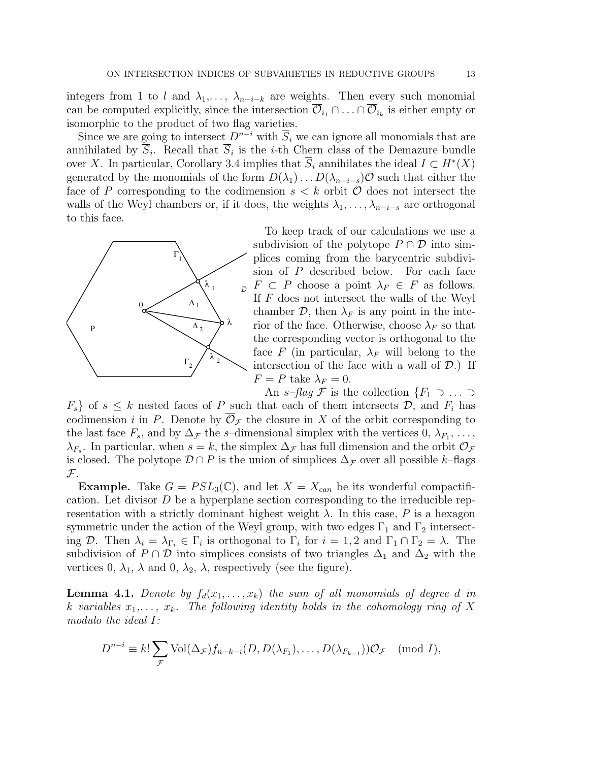integers from 1 to $l$ and $\lambda_1,\ldots,\ \lambda_{n-i-k}$ are weights. Then every such monomial can be computed explicitly, since the intersection $\overline{\mathcal{O}}_{i_1}\cap\ldots\cap\overline{\mathcal{O}}_{i_k}$ is either empty or isomorphic to the product of two flag varieties.

Since we are going to intersect $D^{n-i}$ with $\overline{S}_i$ we can ignore all monomials that are annihilated by $\overline{S}_i$. Recall that $\overline{S}_i$ is the $i$-th Chern class of the Demazure bundle over $X$. In particular, Corollary 3.4 implies that $\overline{S}_i$ annihilates the ideal $I\subset H^*(X)$ generated by the monomials of the form $D(\lambda_1)\ldots D(\lambda_{n-i-s})\overline{\mathcal{O}}$ such that either the face of $P$ corresponding to the codimension $s<k$ orbit $\mathcal{O}$ does not intersect the walls of the Weyl chambers or, if it does, the weights $\lambda_1,\ldots,\lambda_{n-i-s}$ are orthogonal to this face.

P
0
$\Gamma_1$
$\lambda_1$
$D$
$\Delta_1$
$\Delta_2$
$\lambda$
$\Gamma_2$
$\lambda_2$

To keep track of our calculations we use a subdivision of the polytope $P\cap\mathcal{D}$ into simplices coming from the barycentric subdivision of $P$ described below. For each face $F\subset P$ choose a point $\lambda_F\in F$ as follows. If $F$ does not intersect the walls of the Weyl chamber $\mathcal{D}$, then $\lambda_F$ is any point in the interior of the face. Otherwise, choose $\lambda_F$ so that the corresponding vector is orthogonal to the face $F$ (in particular, $\lambda_F$ will belong to the intersection of the face with a wall of $\mathcal{D}$.) If $F=P$ take $\lambda_F=0$.

An $s$–*flag* $\mathcal{F}$ is the collection $\{F_1\supset\ldots\supset F_s\}$ of $s\le k$ nested faces of $P$ such that each of them intersects $\mathcal{D}$, and $F_i$ has codimension $i$ in $P$. Denote by $\overline{\mathcal{O}}_{\mathcal{F}}$ the closure in $X$ of the orbit corresponding to the last face $F_s$, and by $\Delta_{\mathcal{F}}$ the $s$–dimensional simplex with the vertices $0,\ \lambda_{F_1},\ldots,\ \lambda_{F_s}$. In particular, when $s=k$, the simplex $\Delta_{\mathcal{F}}$ has full dimension and the orbit $\mathcal{O}_{\mathcal{F}}$ is closed. The polytope $\mathcal{D}\cap P$ is the union of simplices $\Delta_{\mathcal{F}}$ over all possible $k$–flags $\mathcal{F}$.

**Example.** Take $G=PSL_3(\mathbb{C})$, and let $X=X_{can}$ be its wonderful compactification. Let divisor $D$ be a hyperplane section corresponding to the irreducible representation with a strictly dominant highest weight $\lambda$. In this case, $P$ is a hexagon symmetric under the action of the Weyl group, with two edges $\Gamma_1$ and $\Gamma_2$ intersecting $\mathcal{D}$. Then $\lambda_i=\lambda_{\Gamma_i}\in\Gamma_i$ is orthogonal to $\Gamma_i$ for $i=1,2$ and $\Gamma_1\cap\Gamma_2=\lambda$. The subdivision of $P\cap\mathcal{D}$ into simplices consists of two triangles $\Delta_1$ and $\Delta_2$ with the vertices $0,\ \lambda_1,\ \lambda$ and $0,\ \lambda_2,\ \lambda$, respectively (see the figure).

**Lemma 4.1.** *Denote by $f_d(x_1,\ldots,x_k)$ the sum of all monomials of degree $d$ in $k$ variables $x_1,\ldots,\ x_k$. The following identity holds in the cohomology ring of $X$ modulo the ideal $I$:*

$$D^{n-i}\equiv k!\sum_{\mathcal{F}}\mathrm{Vol}(\Delta_{\mathcal{F}})f_{n-k-i}(D,D(\lambda_{F_1}),\ldots,D(\lambda_{F_{k-1}}))\mathcal{O}_{\mathcal{F}}\pmod I,$$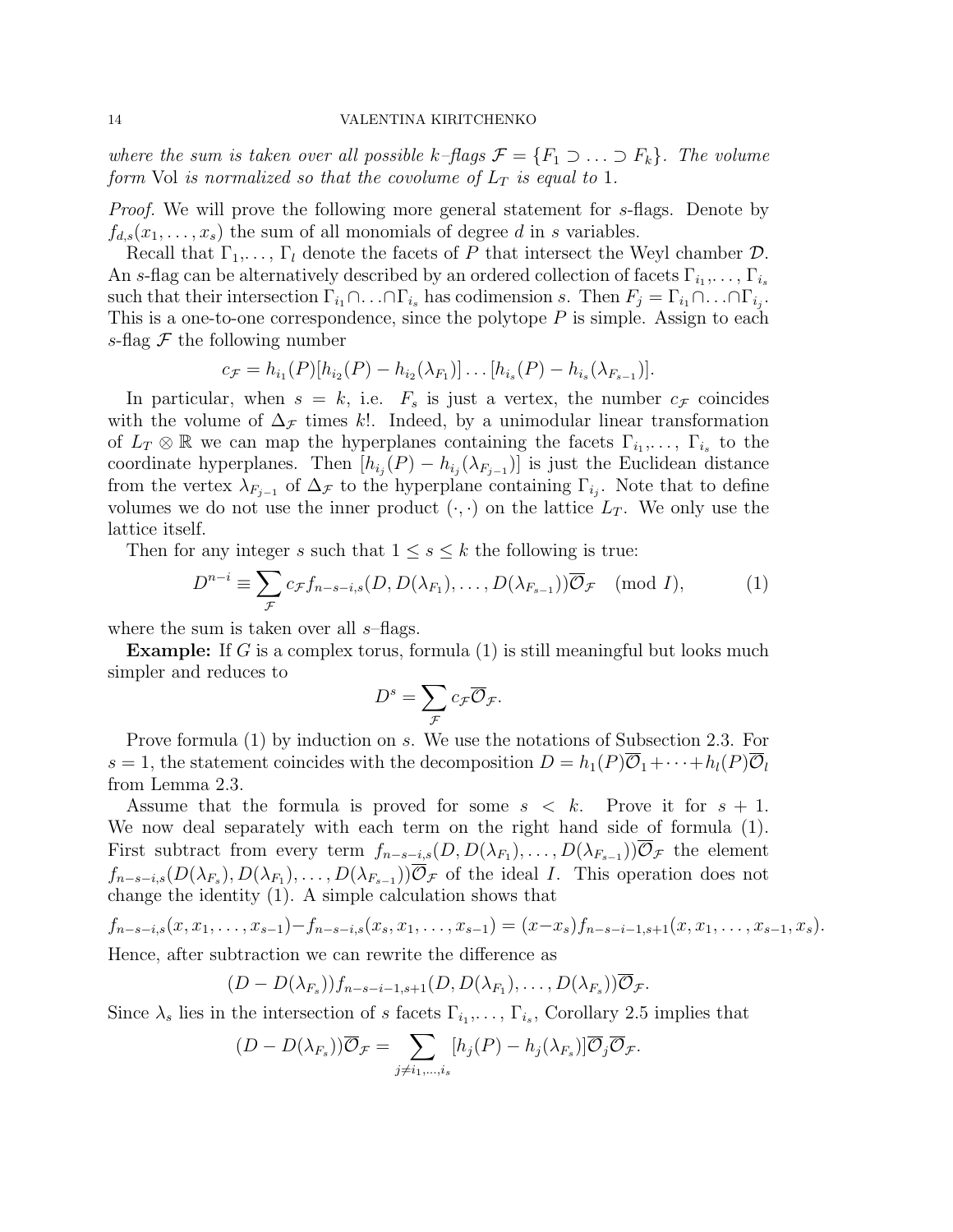*where the sum is taken over all possible $k$–flags $\mathcal{F} = \{F_1 \supset \ldots \supset F_k\}$. The volume form* Vol *is normalized so that the covolume of $L_T$ is equal to* 1*.*

*Proof.* We will prove the following more general statement for $s$-flags. Denote by $f_{d,s}(x_1, \ldots, x_s)$ the sum of all monomials of degree $d$ in $s$ variables.

Recall that $\Gamma_1, \ldots, \Gamma_l$ denote the facets of $P$ that intersect the Weyl chamber $\mathcal{D}$. An $s$-flag can be alternatively described by an ordered collection of facets $\Gamma_{i_1}, \ldots, \Gamma_{i_s}$ such that their intersection $\Gamma_{i_1} \cap \ldots \cap \Gamma_{i_s}$ has codimension $s$. Then $F_j = \Gamma_{i_1} \cap \ldots \cap \Gamma_{i_j}$. This is a one-to-one correspondence, since the polytope $P$ is simple. Assign to each $s$-flag $\mathcal{F}$ the following number

$$c_{\mathcal{F}} = h_{i_1}(P)[h_{i_2}(P) - h_{i_2}(\lambda_{F_1})] \ldots [h_{i_s}(P) - h_{i_s}(\lambda_{F_{s-1}})].$$

In particular, when $s = k$, i.e. $F_s$ is just a vertex, the number $c_{\mathcal{F}}$ coincides with the volume of $\Delta_{\mathcal{F}}$ times $k!$. Indeed, by a unimodular linear transformation of $L_T \otimes \mathbb{R}$ we can map the hyperplanes containing the facets $\Gamma_{i_1}, \ldots, \Gamma_{i_s}$ to the coordinate hyperplanes. Then $[h_{i_j}(P) - h_{i_j}(\lambda_{F_{j-1}})]$ is just the Euclidean distance from the vertex $\lambda_{F_{j-1}}$ of $\Delta_{\mathcal{F}}$ to the hyperplane containing $\Gamma_{i_j}$. Note that to define volumes we do not use the inner product $(\cdot, \cdot)$ on the lattice $L_T$. We only use the lattice itself.

Then for any integer $s$ such that $1 \leq s \leq k$ the following is true:

$$D^{n-i} \equiv \sum_{\mathcal{F}} c_{\mathcal{F}} f_{n-s-i,s}(D, D(\lambda_{F_1}), \ldots, D(\lambda_{F_{s-1}}))\overline{\mathcal{O}}_{\mathcal{F}} \pmod{I}, \tag{1}$$

where the sum is taken over all $s$–flags.

**Example:** If $G$ is a complex torus, formula (1) is still meaningful but looks much simpler and reduces to

$$D^s = \sum_{\mathcal{F}} c_{\mathcal{F}} \overline{\mathcal{O}}_{\mathcal{F}}.$$

Prove formula (1) by induction on $s$. We use the notations of Subsection 2.3. For $s = 1$, the statement coincides with the decomposition $D = h_1(P)\overline{\mathcal{O}}_1 + \cdots + h_l(P)\overline{\mathcal{O}}_l$ from Lemma 2.3.

Assume that the formula is proved for some $s < k$. Prove it for $s + 1$. We now deal separately with each term on the right hand side of formula (1). First subtract from every term $f_{n-s-i,s}(D, D(\lambda_{F_1}), \ldots, D(\lambda_{F_{s-1}}))\overline{\mathcal{O}}_{\mathcal{F}}$ the element $f_{n-s-i,s}(D(\lambda_{F_s}), D(\lambda_{F_1}), \ldots, D(\lambda_{F_{s-1}}))\overline{\mathcal{O}}_{\mathcal{F}}$ of the ideal $I$. This operation does not change the identity (1). A simple calculation shows that

$$f_{n-s-i,s}(x, x_1, \ldots, x_{s-1}) - f_{n-s-i,s}(x_s, x_1, \ldots, x_{s-1}) = (x - x_s) f_{n-s-i-1,s+1}(x, x_1, \ldots, x_{s-1}, x_s).$$

Hence, after subtraction we can rewrite the difference as

$$(D - D(\lambda_{F_s})) f_{n-s-i-1,s+1}(D, D(\lambda_{F_1}), \ldots, D(\lambda_{F_s}))\overline{\mathcal{O}}_{\mathcal{F}}.$$

Since $\lambda_s$ lies in the intersection of $s$ facets $\Gamma_{i_1}, \ldots, \Gamma_{i_s}$, Corollary 2.5 implies that

$$(D - D(\lambda_{F_s}))\overline{\mathcal{O}}_{\mathcal{F}} = \sum_{j \neq i_1, \ldots, i_s} [h_j(P) - h_j(\lambda_{F_s})]\overline{\mathcal{O}}_j \overline{\mathcal{O}}_{\mathcal{F}}.$$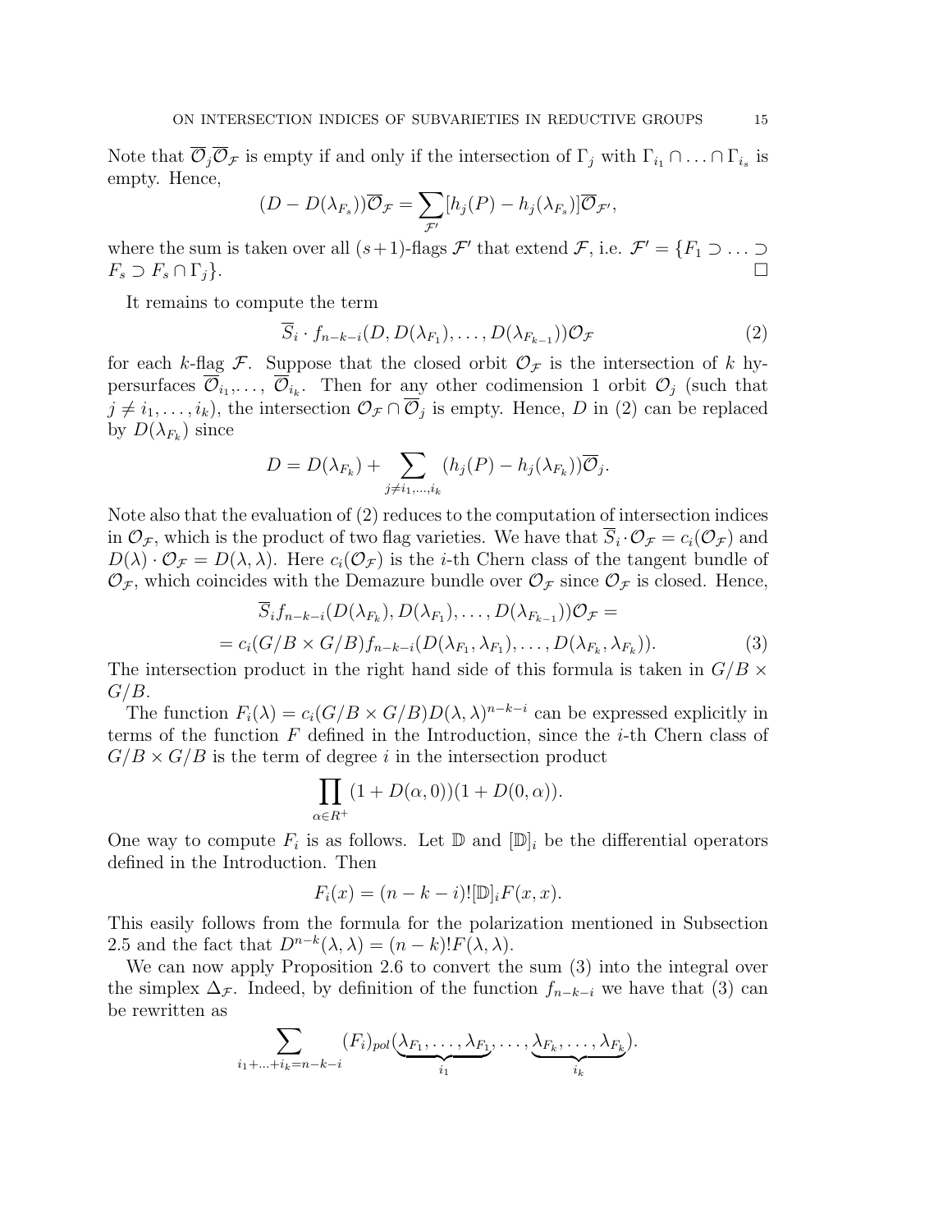Note that $\overline{\mathcal{O}}_j\overline{\mathcal{O}}_{\mathcal{F}}$ is empty if and only if the intersection of $\Gamma_j$ with $\Gamma_{i_1}\cap\ldots\cap\Gamma_{i_s}$ is empty. Hence,

$$(D - D(\lambda_{F_s}))\overline{\mathcal{O}}_{\mathcal{F}} = \sum_{\mathcal{F}'}[h_j(P) - h_j(\lambda_{F_s})]\overline{\mathcal{O}}_{\mathcal{F}'},$$

where the sum is taken over all $(s+1)$-flags $\mathcal{F}'$ that extend $\mathcal{F}$, i.e. $\mathcal{F}' = \{F_1 \supset \ldots \supset F_s \supset F_s \cap \Gamma_j\}$. □

It remains to compute the term

$$\overline{S}_i \cdot f_{n-k-i}(D, D(\lambda_{F_1}), \ldots, D(\lambda_{F_{k-1}}))\mathcal{O}_{\mathcal{F}} \tag{2}$$

for each $k$-flag $\mathcal{F}$. Suppose that the closed orbit $\mathcal{O}_{\mathcal{F}}$ is the intersection of $k$ hypersurfaces $\overline{\mathcal{O}}_{i_1}, \ldots, \overline{\mathcal{O}}_{i_k}$. Then for any other codimension 1 orbit $\mathcal{O}_j$ (such that $j \neq i_1, \ldots, i_k$), the intersection $\mathcal{O}_{\mathcal{F}} \cap \overline{\mathcal{O}}_j$ is empty. Hence, $D$ in (2) can be replaced by $D(\lambda_{F_k})$ since

$$D = D(\lambda_{F_k}) + \sum_{j\neq i_1,\ldots,i_k}(h_j(P) - h_j(\lambda_{F_k}))\overline{\mathcal{O}}_j.$$

Note also that the evaluation of (2) reduces to the computation of intersection indices in $\mathcal{O}_{\mathcal{F}}$, which is the product of two flag varieties. We have that $\overline{S}_i \cdot \mathcal{O}_{\mathcal{F}} = c_i(\mathcal{O}_{\mathcal{F}})$ and $D(\lambda)\cdot\mathcal{O}_{\mathcal{F}} = D(\lambda,\lambda)$. Here $c_i(\mathcal{O}_{\mathcal{F}})$ is the $i$-th Chern class of the tangent bundle of $\mathcal{O}_{\mathcal{F}}$, which coincides with the Demazure bundle over $\mathcal{O}_{\mathcal{F}}$ since $\mathcal{O}_{\mathcal{F}}$ is closed. Hence,

$$\begin{aligned}\overline{S}_i f_{n-k-i}(D(\lambda_{F_k}), D(\lambda_{F_1}), \ldots, D(\lambda_{F_{k-1}}))\mathcal{O}_{\mathcal{F}} = \\ = c_i(G/B \times G/B) f_{n-k-i}(D(\lambda_{F_1}, \lambda_{F_1}), \ldots, D(\lambda_{F_k}, \lambda_{F_k})).\end{aligned} \tag{3}$$

The intersection product in the right hand side of this formula is taken in $G/B \times G/B$.

The function $F_i(\lambda) = c_i(G/B \times G/B)D(\lambda,\lambda)^{n-k-i}$ can be expressed explicitly in terms of the function $F$ defined in the Introduction, since the $i$-th Chern class of $G/B \times G/B$ is the term of degree $i$ in the intersection product

$$\prod_{\alpha\in R^+}(1 + D(\alpha, 0))(1 + D(0,\alpha)).$$

One way to compute $F_i$ is as follows. Let $\mathbb{D}$ and $[\mathbb{D}]_i$ be the differential operators defined in the Introduction. Then

$$F_i(x) = (n-k-i)![\mathbb{D}]_i F(x,x).$$

This easily follows from the formula for the polarization mentioned in Subsection 2.5 and the fact that $D^{n-k}(\lambda,\lambda) = (n-k)!F(\lambda,\lambda)$.

We can now apply Proposition 2.6 to convert the sum (3) into the integral over the simplex $\Delta_{\mathcal{F}}$. Indeed, by definition of the function $f_{n-k-i}$ we have that (3) can be rewritten as

$$\sum_{i_1+\ldots+i_k=n-k-i}(F_i)_{pol}(\underbrace{\lambda_{F_1},\ldots,\lambda_{F_1}}_{i_1},\ldots,\underbrace{\lambda_{F_k},\ldots,\lambda_{F_k}}_{i_k}).$$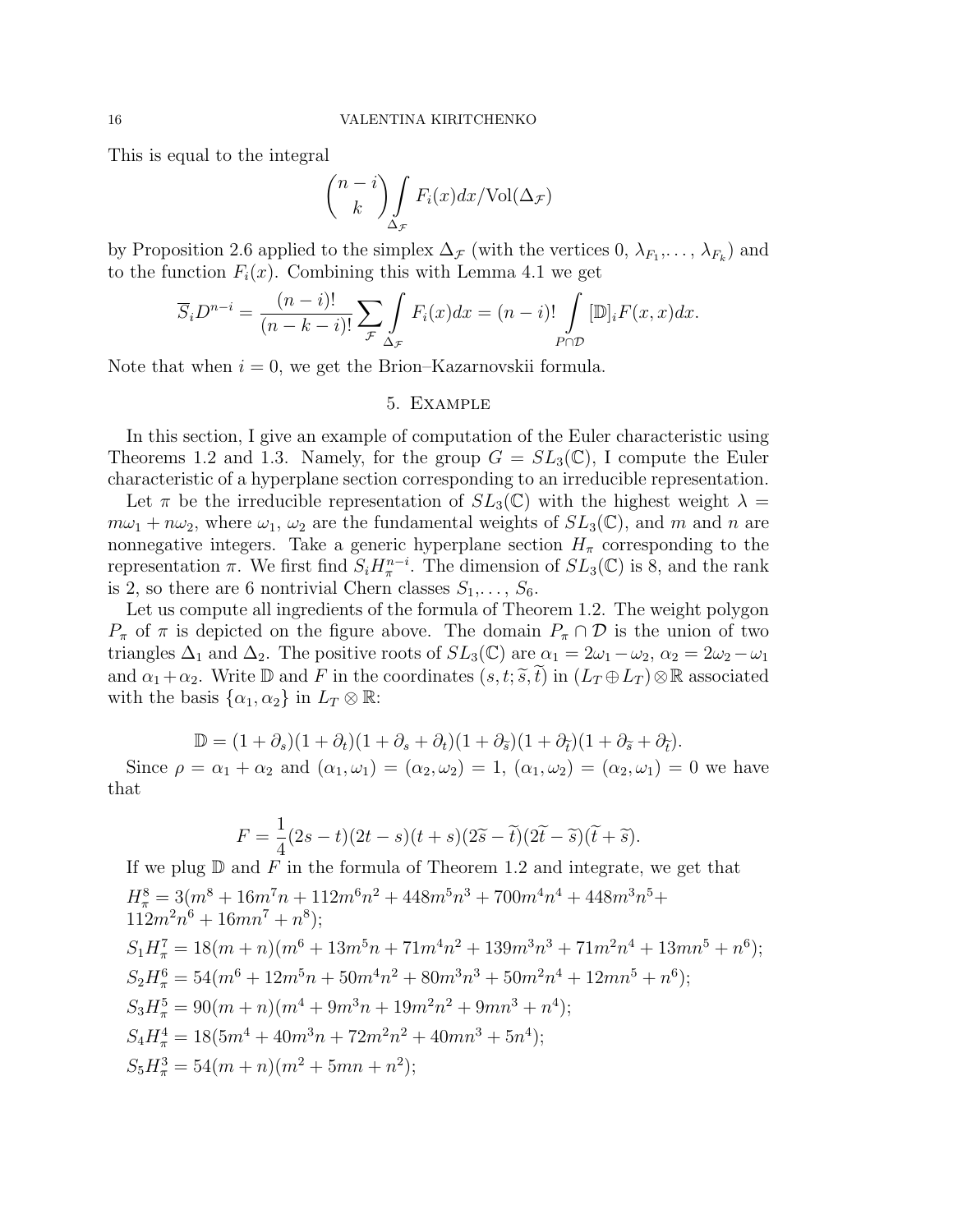This is equal to the integral

$$\binom{n-i}{k} \int_{\Delta_{\mathcal{F}}} F_i(x)dx / \mathrm{Vol}(\Delta_{\mathcal{F}})$$

by Proposition 2.6 applied to the simplex $\Delta_{\mathcal{F}}$ (with the vertices 0, $\lambda_{F_1}, \ldots, \lambda_{F_k}$) and to the function $F_i(x)$. Combining this with Lemma 4.1 we get

$$\overline{S}_i D^{n-i} = \frac{(n-i)!}{(n-k-i)!} \sum_{\mathcal{F}} \int_{\Delta_{\mathcal{F}}} F_i(x)dx = (n-i)! \int_{P \cap \mathcal{D}} [\mathbb{D}]_i F(x,x)dx.$$

Note that when $i = 0$, we get the Brion–Kazarnovskii formula.

## 5. Example

In this section, I give an example of computation of the Euler characteristic using Theorems 1.2 and 1.3. Namely, for the group $G = SL_3(\mathbb{C})$, I compute the Euler characteristic of a hyperplane section corresponding to an irreducible representation.

Let $\pi$ be the irreducible representation of $SL_3(\mathbb{C})$ with the highest weight $\lambda = m\omega_1 + n\omega_2$, where $\omega_1$, $\omega_2$ are the fundamental weights of $SL_3(\mathbb{C})$, and $m$ and $n$ are nonnegative integers. Take a generic hyperplane section $H_\pi$ corresponding to the representation $\pi$. We first find $S_i H_\pi^{n-i}$. The dimension of $SL_3(\mathbb{C})$ is 8, and the rank is 2, so there are 6 nontrivial Chern classes $S_1, \ldots, S_6$.

Let us compute all ingredients of the formula of Theorem 1.2. The weight polygon $P_\pi$ of $\pi$ is depicted on the figure above. The domain $P_\pi \cap \mathcal{D}$ is the union of two triangles $\Delta_1$ and $\Delta_2$. The positive roots of $SL_3(\mathbb{C})$ are $\alpha_1 = 2\omega_1 - \omega_2$, $\alpha_2 = 2\omega_2 - \omega_1$ and $\alpha_1 + \alpha_2$. Write $\mathbb{D}$ and $F$ in the coordinates $(s, t; \widetilde{s}, \widetilde{t})$ in $(L_T \oplus L_T) \otimes \mathbb{R}$ associated with the basis $\{\alpha_1, \alpha_2\}$ in $L_T \otimes \mathbb{R}$:

$$\mathbb{D} = (1 + \partial_s)(1 + \partial_t)(1 + \partial_s + \partial_t)(1 + \partial_{\widetilde{s}})(1 + \partial_{\widetilde{t}})(1 + \partial_{\widetilde{s}} + \partial_{\widetilde{t}}).$$

Since $\rho = \alpha_1 + \alpha_2$ and $(\alpha_1, \omega_1) = (\alpha_2, \omega_2) = 1$, $(\alpha_1, \omega_2) = (\alpha_2, \omega_1) = 0$ we have that

$$F = \frac{1}{4}(2s - t)(2t - s)(t + s)(2\widetilde{s} - \widetilde{t})(2\widetilde{t} - \widetilde{s})(\widetilde{t} + \widetilde{s}).$$

If we plug $\mathbb{D}$ and $F$ in the formula of Theorem 1.2 and integrate, we get that

$H_\pi^8 = 3(m^8 + 16m^7 n + 112m^6 n^2 + 448m^5 n^3 + 700m^4 n^4 + 448m^3 n^5 + 112m^2 n^6 + 16mn^7 + n^8)$;

$S_1 H_\pi^7 = 18(m + n)(m^6 + 13m^5 n + 71m^4 n^2 + 139m^3 n^3 + 71m^2 n^4 + 13mn^5 + n^6)$;

$S_2 H_\pi^6 = 54(m^6 + 12m^5 n + 50m^4 n^2 + 80m^3 n^3 + 50m^2 n^4 + 12mn^5 + n^6)$;

$S_3 H_\pi^5 = 90(m + n)(m^4 + 9m^3 n + 19m^2 n^2 + 9mn^3 + n^4)$;

$S_4 H_\pi^4 = 18(5m^4 + 40m^3 n + 72m^2 n^2 + 40mn^3 + 5n^4)$;

$S_5 H_\pi^3 = 54(m + n)(m^2 + 5mn + n^2)$;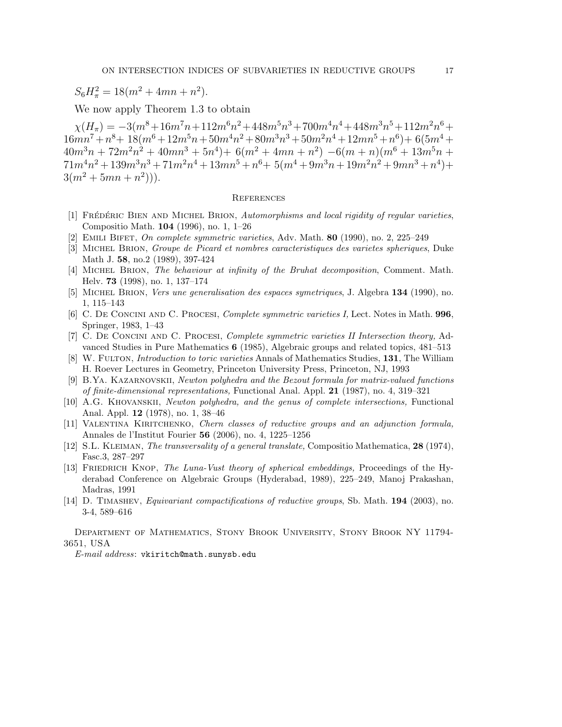$S_6 H_\pi^2 = 18(m^2 + 4mn + n^2)$.

We now apply Theorem 1.3 to obtain

$$\chi(H_\pi) = -3(m^8+16m^7n+112m^6n^2+448m^5n^3+700m^4n^4+448m^3n^5+112m^2n^6+16mn^7+n^8+18(m^6+12m^5n+50m^4n^2+80m^3n^3+50m^2n^4+12mn^5+n^6)+6(5m^4+40m^3n+72m^2n^2+40mn^3+5n^4)+6(m^2+4mn+n^2)-6(m+n)(m^6+13m^5n+71m^4n^2+139m^3n^3+71m^2n^4+13mn^5+n^6+5(m^4+9m^3n+19m^2n^2+9mn^3+n^4)+3(m^2+5mn+n^2))).$$

## References

[1] Frédéric Bien and Michel Brion, *Automorphisms and local rigidity of regular varieties*, Compositio Math. **104** (1996), no. 1, 1–26

[2] Emili Bifet, *On complete symmetric varieties*, Adv. Math. **80** (1990), no. 2, 225–249

[3] Michel Brion, *Groupe de Picard et nombres caracteristiques des varietes spheriques*, Duke Math J. **58**, no.2 (1989), 397-424

[4] Michel Brion, *The behaviour at infinity of the Bruhat decomposition*, Comment. Math. Helv. **73** (1998), no. 1, 137–174

[5] Michel Brion, *Vers une generalisation des espaces symetriques*, J. Algebra **134** (1990), no. 1, 115–143

[6] C. De Concini and C. Procesi, *Complete symmetric varieties I,* Lect. Notes in Math. **996**, Springer, 1983, 1–43

[7] C. De Concini and C. Procesi, *Complete symmetric varieties II Intersection theory,* Advanced Studies in Pure Mathematics **6** (1985), Algebraic groups and related topics, 481–513

[8] W. Fulton, *Introduction to toric varieties* Annals of Mathematics Studies, **131**, The William H. Roever Lectures in Geometry, Princeton University Press, Princeton, NJ, 1993

[9] B.Ya. Kazarnovskii, *Newton polyhedra and the Bezout formula for matrix-valued functions of finite-dimensional representations,* Functional Anal. Appl. **21** (1987), no. 4, 319–321

[10] A.G. Khovanskii, *Newton polyhedra, and the genus of complete intersections,* Functional Anal. Appl. **12** (1978), no. 1, 38–46

[11] Valentina Kiritchenko, *Chern classes of reductive groups and an adjunction formula,* Annales de l'Institut Fourier **56** (2006), no. 4, 1225–1256

[12] S.L. Kleiman, *The transversality of a general translate,* Compositio Mathematica, **28** (1974), Fasc.3, 287–297

[13] Friedrich Knop, *The Luna-Vust theory of spherical embeddings,* Proceedings of the Hyderabad Conference on Algebraic Groups (Hyderabad, 1989), 225–249, Manoj Prakashan, Madras, 1991

[14] D. Timashev, *Equivariant compactifications of reductive groups*, Sb. Math. **194** (2003), no. 3-4, 589–616

Department of Mathematics, Stony Brook University, Stony Brook NY 11794-3651, USA

*E-mail address*: vkiritch@math.sunysb.edu